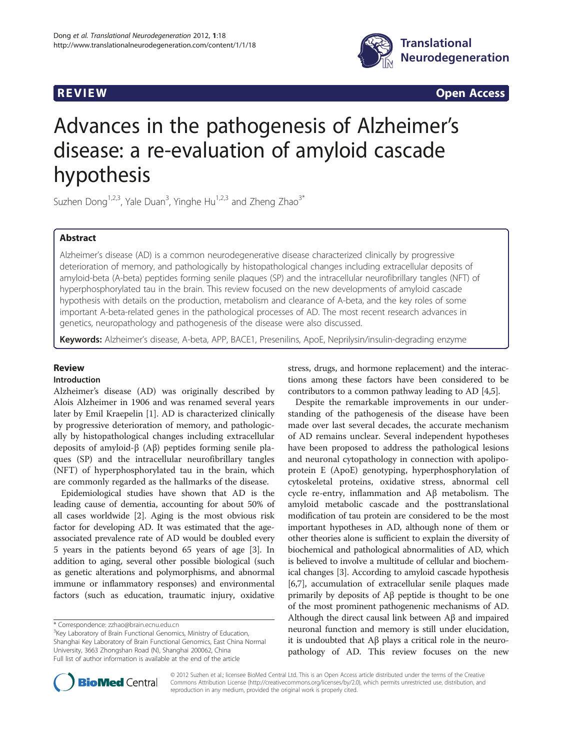REVIEW Open Access

# Advances in the pathogenesis of Alzheimer's disease: a re-evaluation of amyloid cascade hypothesis

Suzhen Dong[1,2,3], Yale Duan[3], Yinghe Hu[1,2,3] and Zheng Zhao[3*]

## Abstract

Alzheimer's disease (AD) is a common neurodegenerative disease characterized clinically by progressive deterioration of memory, and pathologically by histopathological changes including extracellular deposits of amyloid-beta (A-beta) peptides forming senile plaques (SP) and the intracellular neurofibrillary tangles (NFT) of hyperphosphorylated tau in the brain. This review focused on the new developments of amyloid cascade hypothesis with details on the production, metabolism and clearance of A-beta, and the key roles of some important A-beta-related genes in the pathological processes of AD. The most recent research advances in genetics, neuropathology and pathogenesis of the disease were also discussed.

**Keywords:** Alzheimer's disease, A-beta, APP, BACE1, Presenilins, ApoE, Neprilysin/insulin-degrading enzyme

## Review

### Introduction

Alzheimer's disease (AD) was originally described by Alois Alzheimer in 1906 and was renamed several years later by Emil Kraepelin [1]. AD is characterized clinically by progressive deterioration of memory, and pathologically by histopathological changes including extracellular deposits of amyloid-β (Aβ) peptides forming senile plaques (SP) and the intracellular neurofibrillary tangles (NFT) of hyperphosphorylated tau in the brain, which are commonly regarded as the hallmarks of the disease.

Epidemiological studies have shown that AD is the leading cause of dementia, accounting for about 50% of all cases worldwide [2]. Aging is the most obvious risk factor for developing AD. It was estimated that the age-associated prevalence rate of AD would be doubled every 5 years in the patients beyond 65 years of age [3]. In addition to aging, several other possible biological (such as genetic alterations and polymorphisms, and abnormal immune or inflammatory responses) and environmental factors (such as education, traumatic injury, oxidative stress, drugs, and hormone replacement) and the interactions among these factors have been considered to be contributors to a common pathway leading to AD [4,5].

Despite the remarkable improvements in our understanding of the pathogenesis of the disease have been made over last several decades, the accurate mechanism of AD remains unclear. Several independent hypotheses have been proposed to address the pathological lesions and neuronal cytopathology in connection with apolipoprotein E (ApoE) genotyping, hyperphosphorylation of cytoskeletal proteins, oxidative stress, abnormal cell cycle re-entry, inflammation and Aβ metabolism. The amyloid metabolic cascade and the posttranslational modification of tau protein are considered to be the most important hypotheses in AD, although none of them or other theories alone is sufficient to explain the diversity of biochemical and pathological abnormalities of AD, which is believed to involve a multitude of cellular and biochemical changes [3]. According to amyloid cascade hypothesis [6,7], accumulation of extracellular senile plaques made primarily by deposits of Aβ peptide is thought to be one of the most prominent pathogenic mechanisms of AD. Although the direct causal link between Aβ and impaired neuronal function and memory is still under elucidation, it is undoubted that Aβ plays a critical role in the neuropathology of AD. This review focuses on the new

\* Correspondence: zzhao@brain.ecnu.edu.cn
[3]Key Laboratory of Brain Functional Genomics, Ministry of Education, Shanghai Key Laboratory of Brain Functional Genomics, East China Normal University, 3663 Zhongshan Road (N), Shanghai 200062, China
Full list of author information is available at the end of the article

© 2012 Suzhen et al.; licensee BioMed Central Ltd. This is an Open Access article distributed under the terms of the Creative Commons Attribution License (http://creativecommons.org/licenses/by/2.0), which permits unrestricted use, distribution, and reproduction in any medium, provided the original work is properly cited.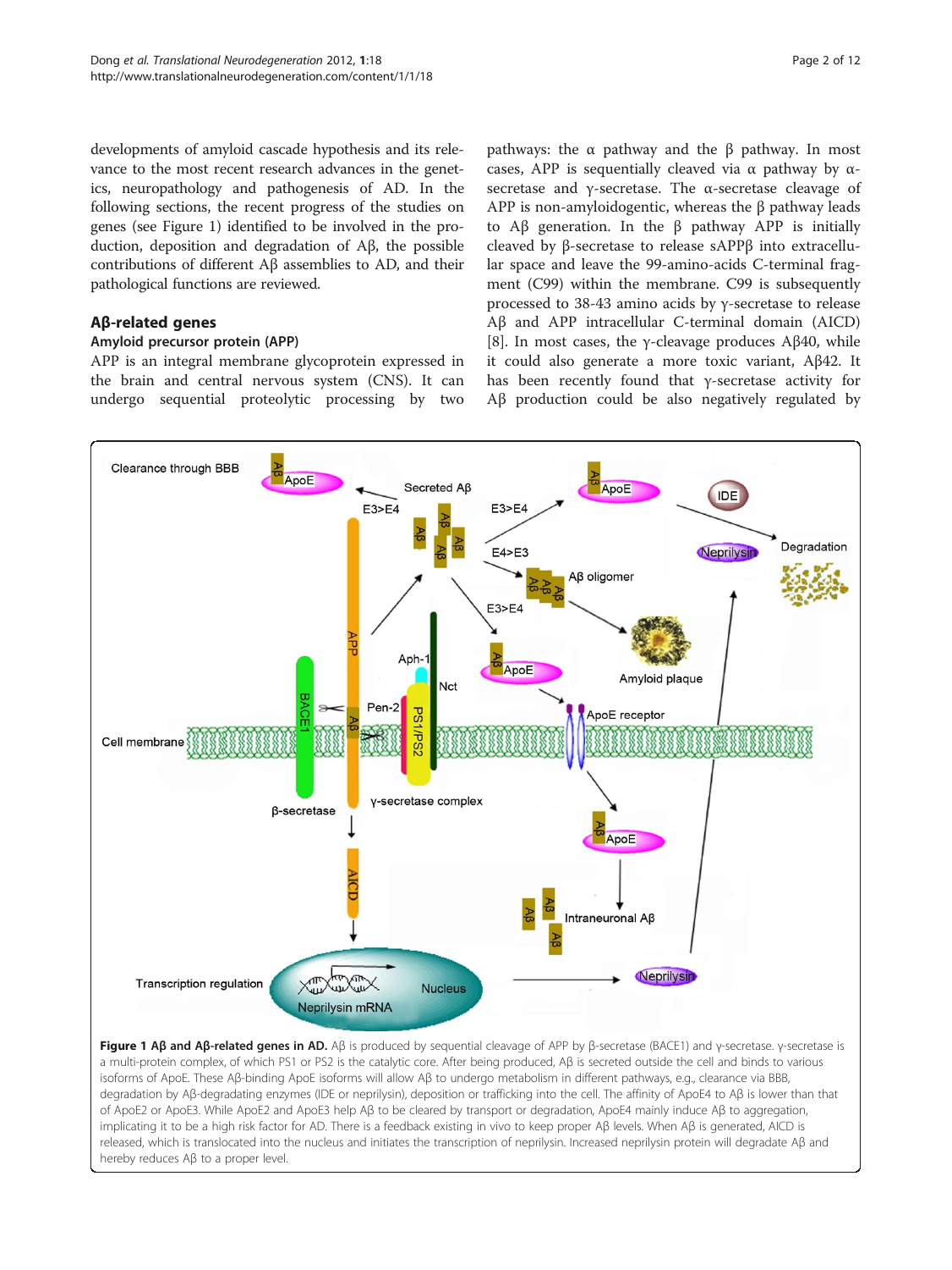developments of amyloid cascade hypothesis and its relevance to the most recent research advances in the genetics, neuropathology and pathogenesis of AD. In the following sections, the recent progress of the studies on genes (see Figure 1) identified to be involved in the production, deposition and degradation of Aβ, the possible contributions of different Aβ assemblies to AD, and their pathological functions are reviewed.

## Aβ-related genes

### Amyloid precursor protein (APP)

APP is an integral membrane glycoprotein expressed in the brain and central nervous system (CNS). It can undergo sequential proteolytic processing by two pathways: the α pathway and the β pathway. In most cases, APP is sequentially cleaved via α pathway by α-secretase and γ-secretase. The α-secretase cleavage of APP is non-amyloidogentic, whereas the β pathway leads to Aβ generation. In the β pathway APP is initially cleaved by β-secretase to release sAPPβ into extracellular space and leave the 99-amino-acids C-terminal fragment (C99) within the membrane. C99 is subsequently processed to 38-43 amino acids by γ-secretase to release Aβ and APP intracellular C-terminal domain (AICD) [8]. In most cases, the γ-cleavage produces Aβ40, while it could also generate a more toxic variant, Aβ42. It has been recently found that γ-secretase activity for Aβ production could be also negatively regulated by

**Figure 1 Aβ and Aβ-related genes in AD.** Aβ is produced by sequential cleavage of APP by β-secretase (BACE1) and γ-secretase. γ-secretase is a multi-protein complex, of which PS1 or PS2 is the catalytic core. After being produced, Aβ is secreted outside the cell and binds to various isoforms of ApoE. These Aβ-binding ApoE isoforms will allow Aβ to undergo metabolism in different pathways, e.g., clearance via BBB, degradation by Aβ-degradating enzymes (IDE or neprilysin), deposition or trafficking into the cell. The affinity of ApoE4 to Aβ is lower than that of ApoE2 or ApoE3. While ApoE2 and ApoE3 help Aβ to be cleared by transport or degradation, ApoE4 mainly induce Aβ to aggregation, implicating it to be a high risk factor for AD. There is a feedback existing in vivo to keep proper Aβ levels. When Aβ is generated, AICD is released, which is translocated into the nucleus and initiates the transcription of neprilysin. Increased neprilysin protein will degradate Aβ and hereby reduces Aβ to a proper level.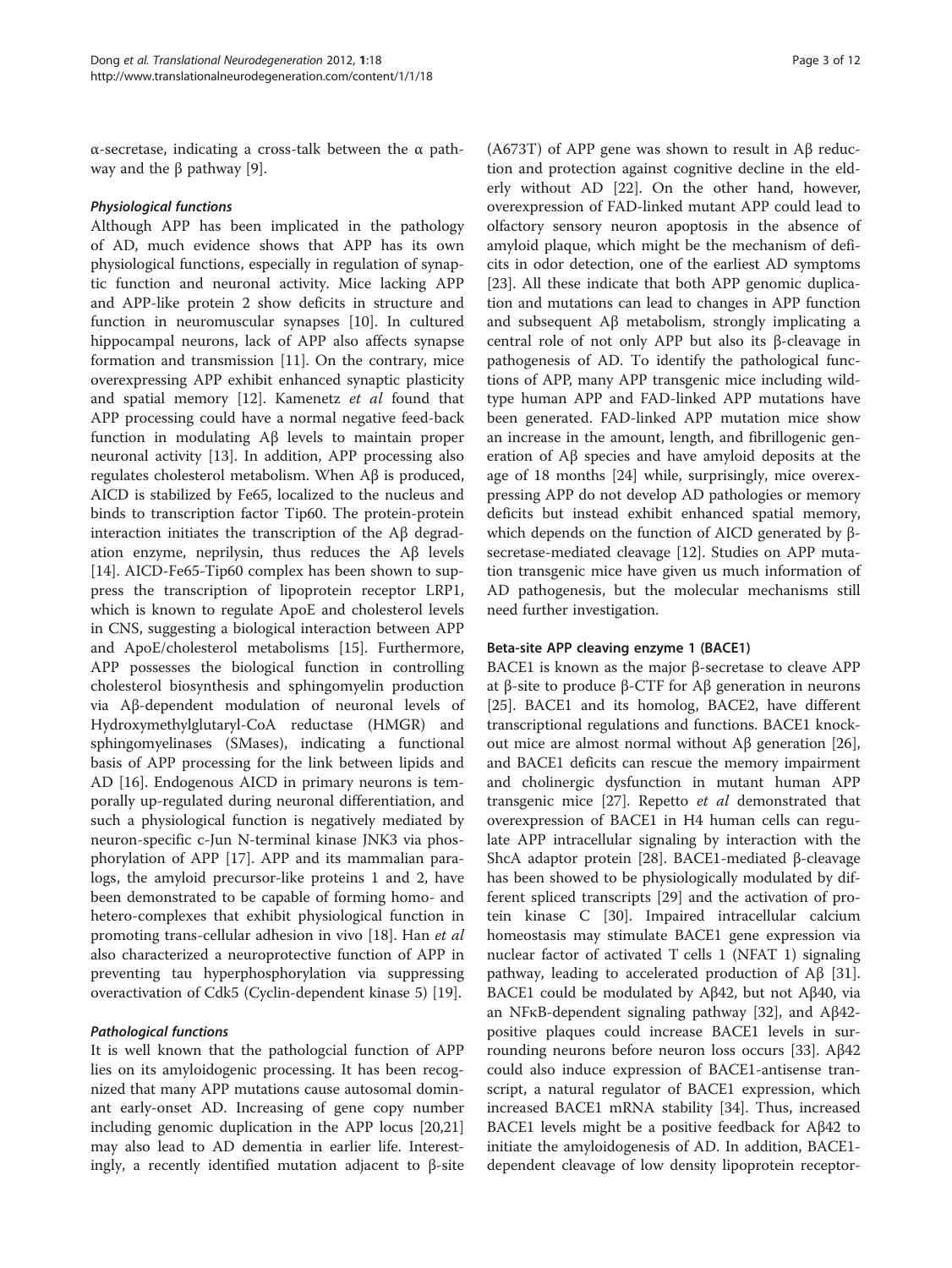α-secretase, indicating a cross-talk between the α pathway and the β pathway [9].

#### *Physiological functions*

Although APP has been implicated in the pathology of AD, much evidence shows that APP has its own physiological functions, especially in regulation of synaptic function and neuronal activity. Mice lacking APP and APP-like protein 2 show deficits in structure and function in neuromuscular synapses [10]. In cultured hippocampal neurons, lack of APP also affects synapse formation and transmission [11]. On the contrary, mice overexpressing APP exhibit enhanced synaptic plasticity and spatial memory [12]. Kamenetz *et al* found that APP processing could have a normal negative feed-back function in modulating Aβ levels to maintain proper neuronal activity [13]. In addition, APP processing also regulates cholesterol metabolism. When Aβ is produced, AICD is stabilized by Fe65, localized to the nucleus and binds to transcription factor Tip60. The protein-protein interaction initiates the transcription of the Aβ degradation enzyme, neprilysin, thus reduces the Aβ levels [14]. AICD-Fe65-Tip60 complex has been shown to suppress the transcription of lipoprotein receptor LRP1, which is known to regulate ApoE and cholesterol levels in CNS, suggesting a biological interaction between APP and ApoE/cholesterol metabolisms [15]. Furthermore, APP possesses the biological function in controlling cholesterol biosynthesis and sphingomyelin production via Aβ-dependent modulation of neuronal levels of Hydroxymethylglutaryl-CoA reductase (HMGR) and sphingomyelinases (SMases), indicating a functional basis of APP processing for the link between lipids and AD [16]. Endogenous AICD in primary neurons is temporally up-regulated during neuronal differentiation, and such a physiological function is negatively mediated by neuron-specific c-Jun N-terminal kinase JNK3 via phosphorylation of APP [17]. APP and its mammalian paralogs, the amyloid precursor-like proteins 1 and 2, have been demonstrated to be capable of forming homo- and hetero-complexes that exhibit physiological function in promoting trans-cellular adhesion in vivo [18]. Han *et al* also characterized a neuroprotective function of APP in preventing tau hyperphosphorylation via suppressing overactivation of Cdk5 (Cyclin-dependent kinase 5) [19].

#### *Pathological functions*

It is well known that the pathologcial function of APP lies on its amyloidogenic processing. It has been recognized that many APP mutations cause autosomal dominant early-onset AD. Increasing of gene copy number including genomic duplication in the APP locus [20,21] may also lead to AD dementia in earlier life. Interestingly, a recently identified mutation adjacent to β-site (A673T) of APP gene was shown to result in Aβ reduction and protection against cognitive decline in the elderly without AD [22]. On the other hand, however, overexpression of FAD-linked mutant APP could lead to olfactory sensory neuron apoptosis in the absence of amyloid plaque, which might be the mechanism of deficits in odor detection, one of the earliest AD symptoms [23]. All these indicate that both APP genomic duplication and mutations can lead to changes in APP function and subsequent Aβ metabolism, strongly implicating a central role of not only APP but also its β-cleavage in pathogenesis of AD. To identify the pathological functions of APP, many APP transgenic mice including wild-type human APP and FAD-linked APP mutations have been generated. FAD-linked APP mutation mice show an increase in the amount, length, and fibrillogenic generation of Aβ species and have amyloid deposits at the age of 18 months [24] while, surprisingly, mice overexpressing APP do not develop AD pathologies or memory deficits but instead exhibit enhanced spatial memory, which depends on the function of AICD generated by β-secretase-mediated cleavage [12]. Studies on APP mutation transgenic mice have given us much information of AD pathogenesis, but the molecular mechanisms still need further investigation.

### Beta-site APP cleaving enzyme 1 (BACE1)

BACE1 is known as the major β-secretase to cleave APP at β-site to produce β-CTF for Aβ generation in neurons [25]. BACE1 and its homolog, BACE2, have different transcriptional regulations and functions. BACE1 knockout mice are almost normal without Aβ generation [26], and BACE1 deficits can rescue the memory impairment and cholinergic dysfunction in mutant human APP transgenic mice [27]. Repetto *et al* demonstrated that overexpression of BACE1 in H4 human cells can regulate APP intracellular signaling by interaction with the ShcA adaptor protein [28]. BACE1-mediated β-cleavage has been showed to be physiologically modulated by different spliced transcripts [29] and the activation of protein kinase C [30]. Impaired intracellular calcium homeostasis may stimulate BACE1 gene expression via nuclear factor of activated T cells 1 (NFAT 1) signaling pathway, leading to accelerated production of Aβ [31]. BACE1 could be modulated by Aβ42, but not Aβ40, via an NFκB-dependent signaling pathway [32], and Aβ42-positive plaques could increase BACE1 levels in surrounding neurons before neuron loss occurs [33]. Aβ42 could also induce expression of BACE1-antisense transcript, a natural regulator of BACE1 expression, which increased BACE1 mRNA stability [34]. Thus, increased BACE1 levels might be a positive feedback for Aβ42 to initiate the amyloidogenesis of AD. In addition, BACE1-dependent cleavage of low density lipoprotein receptor-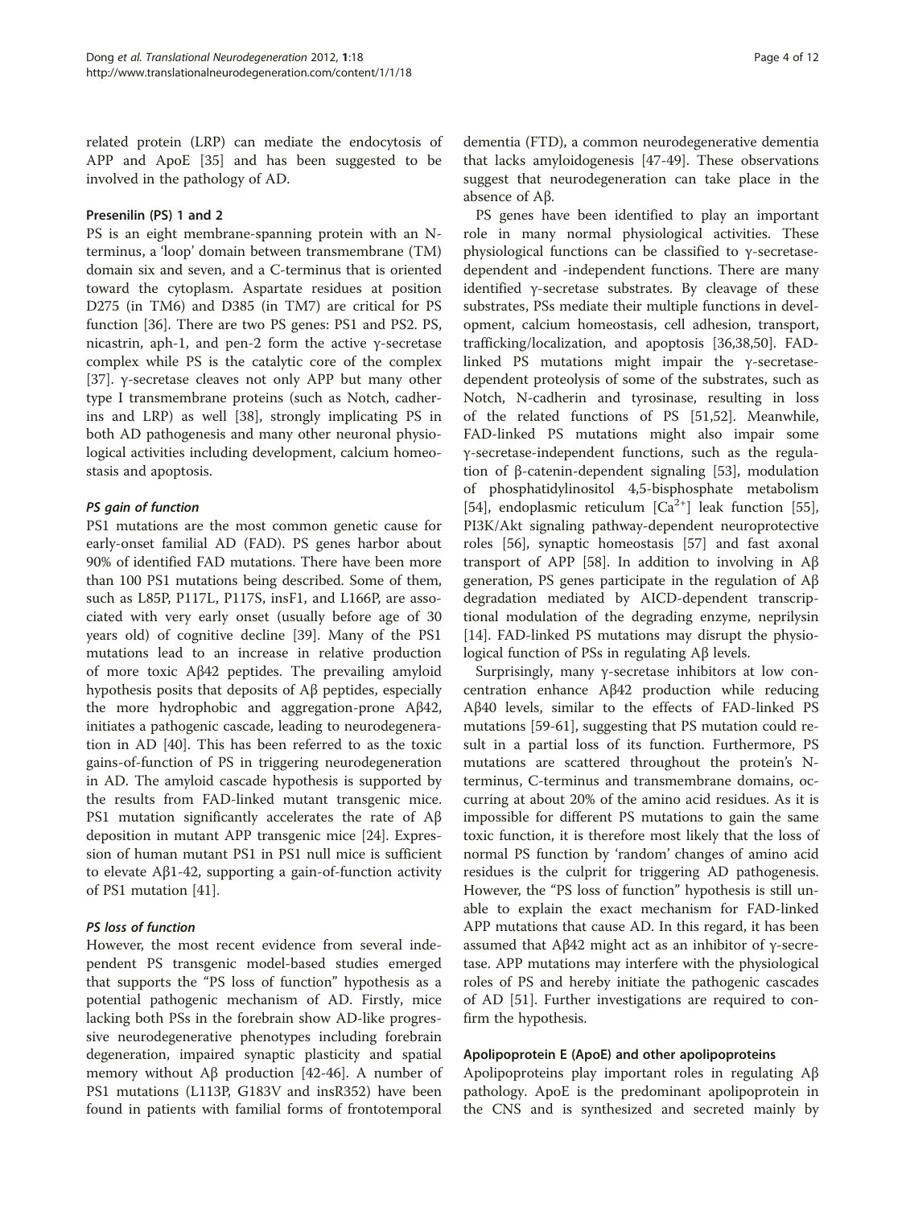related protein (LRP) can mediate the endocytosis of APP and ApoE [35] and has been suggested to be involved in the pathology of AD.

### Presenilin (PS) 1 and 2

PS is an eight membrane-spanning protein with an N-terminus, a 'loop' domain between transmembrane (TM) domain six and seven, and a C-terminus that is oriented toward the cytoplasm. Aspartate residues at position D275 (in TM6) and D385 (in TM7) are critical for PS function [36]. There are two PS genes: PS1 and PS2. PS, nicastrin, aph-1, and pen-2 form the active γ-secretase complex while PS is the catalytic core of the complex [37]. γ-secretase cleaves not only APP but many other type I transmembrane proteins (such as Notch, cadherins and LRP) as well [38], strongly implicating PS in both AD pathogenesis and many other neuronal physiological activities including development, calcium homeostasis and apoptosis.

#### *PS gain of function*

PS1 mutations are the most common genetic cause for early-onset familial AD (FAD). PS genes harbor about 90% of identified FAD mutations. There have been more than 100 PS1 mutations being described. Some of them, such as L85P, P117L, P117S, insF1, and L166P, are associated with very early onset (usually before age of 30 years old) of cognitive decline [39]. Many of the PS1 mutations lead to an increase in relative production of more toxic Aβ42 peptides. The prevailing amyloid hypothesis posits that deposits of Aβ peptides, especially the more hydrophobic and aggregation-prone Aβ42, initiates a pathogenic cascade, leading to neurodegeneration in AD [40]. This has been referred to as the toxic gains-of-function of PS in triggering neurodegeneration in AD. The amyloid cascade hypothesis is supported by the results from FAD-linked mutant transgenic mice. PS1 mutation significantly accelerates the rate of Aβ deposition in mutant APP transgenic mice [24]. Expression of human mutant PS1 in PS1 null mice is sufficient to elevate Aβ1-42, supporting a gain-of-function activity of PS1 mutation [41].

#### *PS loss of function*

However, the most recent evidence from several independent PS transgenic model-based studies emerged that supports the "PS loss of function" hypothesis as a potential pathogenic mechanism of AD. Firstly, mice lacking both PSs in the forebrain show AD-like progressive neurodegenerative phenotypes including forebrain degeneration, impaired synaptic plasticity and spatial memory without Aβ production [42-46]. A number of PS1 mutations (L113P, G183V and insR352) have been found in patients with familial forms of frontotemporal dementia (FTD), a common neurodegenerative dementia that lacks amyloidogenesis [47-49]. These observations suggest that neurodegeneration can take place in the absence of Aβ.

PS genes have been identified to play an important role in many normal physiological activities. These physiological functions can be classified to γ-secretase-dependent and -independent functions. There are many identified γ-secretase substrates. By cleavage of these substrates, PSs mediate their multiple functions in development, calcium homeostasis, cell adhesion, transport, trafficking/localization, and apoptosis [36,38,50]. FAD-linked PS mutations might impair the γ-secretase-dependent proteolysis of some of the substrates, such as Notch, N-cadherin and tyrosinase, resulting in loss of the related functions of PS [51,52]. Meanwhile, FAD-linked PS mutations might also impair some γ-secretase-independent functions, such as the regulation of β-catenin-dependent signaling [53], modulation of phosphatidylinositol 4,5-bisphosphate metabolism [54], endoplasmic reticulum [$Ca^{2+}$] leak function [55], PI3K/Akt signaling pathway-dependent neuroprotective roles [56], synaptic homeostasis [57] and fast axonal transport of APP [58]. In addition to involving in Aβ generation, PS genes participate in the regulation of Aβ degradation mediated by AICD-dependent transcriptional modulation of the degrading enzyme, neprilysin [14]. FAD-linked PS mutations may disrupt the physiological function of PSs in regulating Aβ levels.

Surprisingly, many γ-secretase inhibitors at low concentration enhance Aβ42 production while reducing Aβ40 levels, similar to the effects of FAD-linked PS mutations [59-61], suggesting that PS mutation could result in a partial loss of its function. Furthermore, PS mutations are scattered throughout the protein's N-terminus, C-terminus and transmembrane domains, occurring at about 20% of the amino acid residues. As it is impossible for different PS mutations to gain the same toxic function, it is therefore most likely that the loss of normal PS function by 'random' changes of amino acid residues is the culprit for triggering AD pathogenesis. However, the "PS loss of function" hypothesis is still unable to explain the exact mechanism for FAD-linked APP mutations that cause AD. In this regard, it has been assumed that Aβ42 might act as an inhibitor of γ-secretase. APP mutations may interfere with the physiological roles of PS and hereby initiate the pathogenic cascades of AD [51]. Further investigations are required to confirm the hypothesis.

### Apolipoprotein E (ApoE) and other apolipoproteins

Apolipoproteins play important roles in regulating Aβ pathology. ApoE is the predominant apolipoprotein in the CNS and is synthesized and secreted mainly by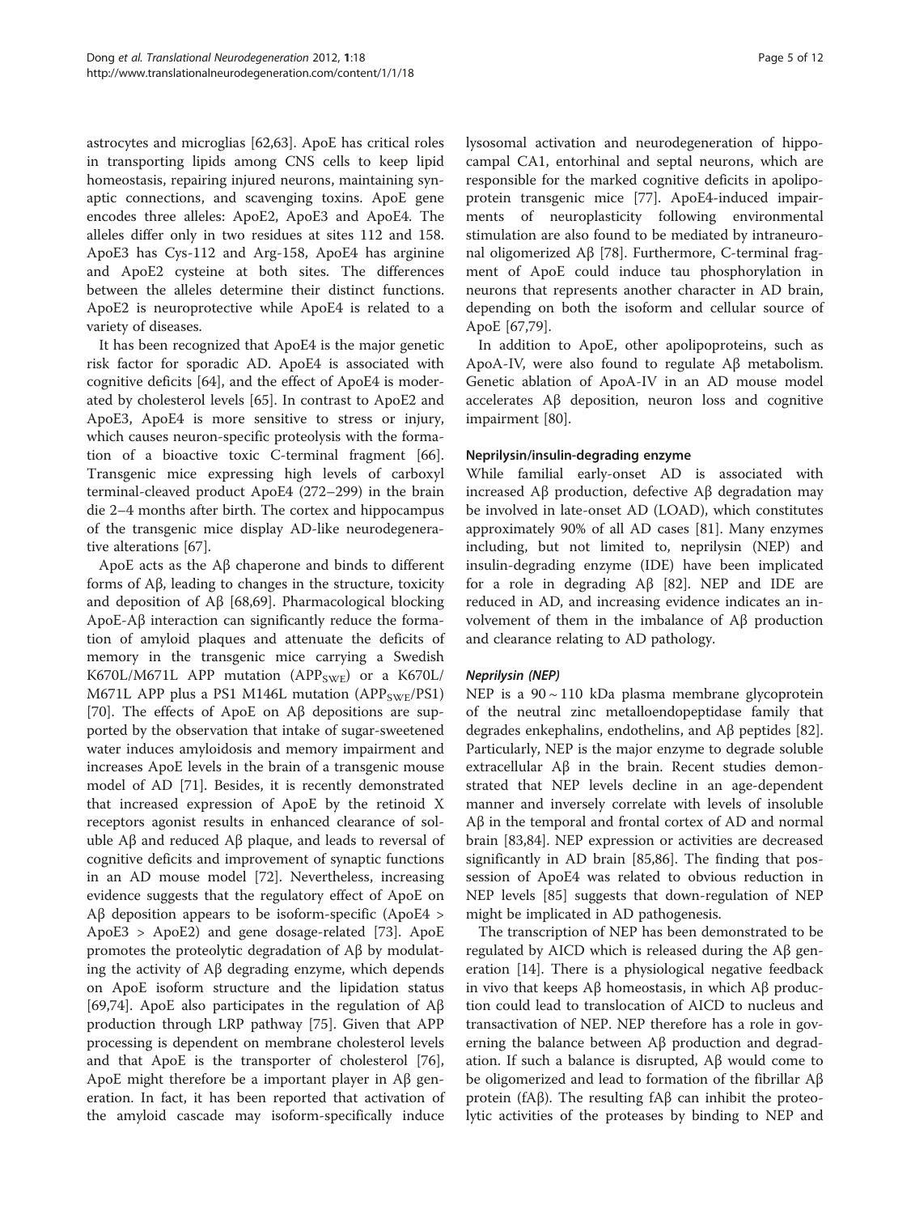astrocytes and microglias [62,63]. ApoE has critical roles in transporting lipids among CNS cells to keep lipid homeostasis, repairing injured neurons, maintaining synaptic connections, and scavenging toxins. ApoE gene encodes three alleles: ApoE2, ApoE3 and ApoE4. The alleles differ only in two residues at sites 112 and 158. ApoE3 has Cys-112 and Arg-158, ApoE4 has arginine and ApoE2 cysteine at both sites. The differences between the alleles determine their distinct functions. ApoE2 is neuroprotective while ApoE4 is related to a variety of diseases.

It has been recognized that ApoE4 is the major genetic risk factor for sporadic AD. ApoE4 is associated with cognitive deficits [64], and the effect of ApoE4 is moderated by cholesterol levels [65]. In contrast to ApoE2 and ApoE3, ApoE4 is more sensitive to stress or injury, which causes neuron-specific proteolysis with the formation of a bioactive toxic C-terminal fragment [66]. Transgenic mice expressing high levels of carboxyl terminal-cleaved product ApoE4 (272–299) in the brain die 2–4 months after birth. The cortex and hippocampus of the transgenic mice display AD-like neurodegenerative alterations [67].

ApoE acts as the Aβ chaperone and binds to different forms of Aβ, leading to changes in the structure, toxicity and deposition of Aβ [68,69]. Pharmacological blocking ApoE-Aβ interaction can significantly reduce the formation of amyloid plaques and attenuate the deficits of memory in the transgenic mice carrying a Swedish K670L/M671L APP mutation ($APP_{SWE}$) or a K670L/M671L APP plus a PS1 M146L mutation ($APP_{SWE}$/PS1) [70]. The effects of ApoE on Aβ depositions are supported by the observation that intake of sugar-sweetened water induces amyloidosis and memory impairment and increases ApoE levels in the brain of a transgenic mouse model of AD [71]. Besides, it is recently demonstrated that increased expression of ApoE by the retinoid X receptors agonist results in enhanced clearance of soluble Aβ and reduced Aβ plaque, and leads to reversal of cognitive deficits and improvement of synaptic functions in an AD mouse model [72]. Nevertheless, increasing evidence suggests that the regulatory effect of ApoE on Aβ deposition appears to be isoform-specific (ApoE4 > ApoE3 > ApoE2) and gene dosage-related [73]. ApoE promotes the proteolytic degradation of Aβ by modulating the activity of Aβ degrading enzyme, which depends on ApoE isoform structure and the lipidation status [69,74]. ApoE also participates in the regulation of Aβ production through LRP pathway [75]. Given that APP processing is dependent on membrane cholesterol levels and that ApoE is the transporter of cholesterol [76], ApoE might therefore be a important player in Aβ generation. In fact, it has been reported that activation of the amyloid cascade may isoform-specifically induce lysosomal activation and neurodegeneration of hippocampal CA1, entorhinal and septal neurons, which are responsible for the marked cognitive deficits in apolipoprotein transgenic mice [77]. ApoE4-induced impairments of neuroplasticity following environmental stimulation are also found to be mediated by intraneuronal oligomerized Aβ [78]. Furthermore, C-terminal fragment of ApoE could induce tau phosphorylation in neurons that represents another character in AD brain, depending on both the isoform and cellular source of ApoE [67,79].

In addition to ApoE, other apolipoproteins, such as ApoA-IV, were also found to regulate Aβ metabolism. Genetic ablation of ApoA-IV in an AD mouse model accelerates Aβ deposition, neuron loss and cognitive impairment [80].

### Neprilysin/insulin-degrading enzyme

While familial early-onset AD is associated with increased Aβ production, defective Aβ degradation may be involved in late-onset AD (LOAD), which constitutes approximately 90% of all AD cases [81]. Many enzymes including, but not limited to, neprilysin (NEP) and insulin-degrading enzyme (IDE) have been implicated for a role in degrading Aβ [82]. NEP and IDE are reduced in AD, and increasing evidence indicates an involvement of them in the imbalance of Aβ production and clearance relating to AD pathology.

#### *Neprilysin (NEP)*

NEP is a 90 ~ 110 kDa plasma membrane glycoprotein of the neutral zinc metalloendopeptidase family that degrades enkephalins, endothelins, and Aβ peptides [82]. Particularly, NEP is the major enzyme to degrade soluble extracellular Aβ in the brain. Recent studies demonstrated that NEP levels decline in an age-dependent manner and inversely correlate with levels of insoluble Aβ in the temporal and frontal cortex of AD and normal brain [83,84]. NEP expression or activities are decreased significantly in AD brain [85,86]. The finding that possession of ApoE4 was related to obvious reduction in NEP levels [85] suggests that down-regulation of NEP might be implicated in AD pathogenesis.

The transcription of NEP has been demonstrated to be regulated by AICD which is released during the Aβ generation [14]. There is a physiological negative feedback in vivo that keeps Aβ homeostasis, in which Aβ production could lead to translocation of AICD to nucleus and transactivation of NEP. NEP therefore has a role in governing the balance between Aβ production and degradation. If such a balance is disrupted, Aβ would come to be oligomerized and lead to formation of the fibrillar Aβ protein (fAβ). The resulting fAβ can inhibit the proteolytic activities of the proteases by binding to NEP and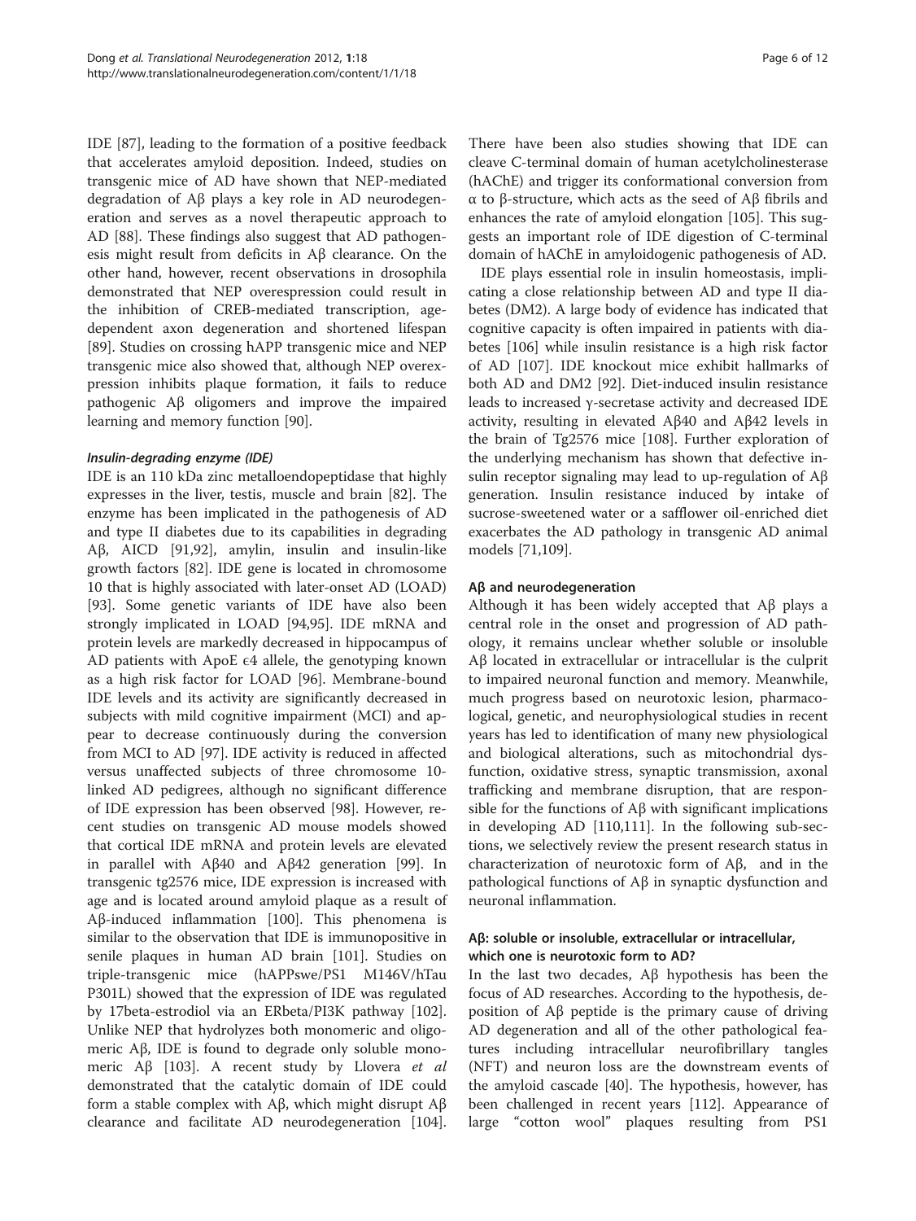IDE [87], leading to the formation of a positive feedback that accelerates amyloid deposition. Indeed, studies on transgenic mice of AD have shown that NEP-mediated degradation of Aβ plays a key role in AD neurodegeneration and serves as a novel therapeutic approach to AD [88]. These findings also suggest that AD pathogenesis might result from deficits in Aβ clearance. On the other hand, however, recent observations in drosophila demonstrated that NEP overespression could result in the inhibition of CREB-mediated transcription, age-dependent axon degeneration and shortened lifespan [89]. Studies on crossing hAPP transgenic mice and NEP transgenic mice also showed that, although NEP overexpression inhibits plaque formation, it fails to reduce pathogenic Aβ oligomers and improve the impaired learning and memory function [90].

#### *Insulin-degrading enzyme (IDE)*

IDE is an 110 kDa zinc metalloendopeptidase that highly expresses in the liver, testis, muscle and brain [82]. The enzyme has been implicated in the pathogenesis of AD and type II diabetes due to its capabilities in degrading Aβ, AICD [91,92], amylin, insulin and insulin-like growth factors [82]. IDE gene is located in chromosome 10 that is highly associated with later-onset AD (LOAD) [93]. Some genetic variants of IDE have also been strongly implicated in LOAD [94,95]. IDE mRNA and protein levels are markedly decreased in hippocampus of AD patients with ApoE ϵ4 allele, the genotyping known as a high risk factor for LOAD [96]. Membrane-bound IDE levels and its activity are significantly decreased in subjects with mild cognitive impairment (MCI) and appear to decrease continuously during the conversion from MCI to AD [97]. IDE activity is reduced in affected versus unaffected subjects of three chromosome 10-linked AD pedigrees, although no significant difference of IDE expression has been observed [98]. However, recent studies on transgenic AD mouse models showed that cortical IDE mRNA and protein levels are elevated in parallel with Aβ40 and Aβ42 generation [99]. In transgenic tg2576 mice, IDE expression is increased with age and is located around amyloid plaque as a result of Aβ-induced inflammation [100]. This phenomena is similar to the observation that IDE is immunopositive in senile plaques in human AD brain [101]. Studies on triple-transgenic mice (hAPPswe/PS1 M146V/hTau P301L) showed that the expression of IDE was regulated by 17beta-estrodiol via an ERbeta/PI3K pathway [102]. Unlike NEP that hydrolyzes both monomeric and oligomeric Aβ, IDE is found to degrade only soluble monomeric Aβ [103]. A recent study by Llovera *et al* demonstrated that the catalytic domain of IDE could form a stable complex with Aβ, which might disrupt Aβ clearance and facilitate AD neurodegeneration [104]. There have been also studies showing that IDE can cleave C-terminal domain of human acetylcholinesterase (hAChE) and trigger its conformational conversion from α to β-structure, which acts as the seed of Aβ fibrils and enhances the rate of amyloid elongation [105]. This suggests an important role of IDE digestion of C-terminal domain of hAChE in amyloidogenic pathogenesis of AD.

IDE plays essential role in insulin homeostasis, implicating a close relationship between AD and type II diabetes (DM2). A large body of evidence has indicated that cognitive capacity is often impaired in patients with diabetes [106] while insulin resistance is a high risk factor of AD [107]. IDE knockout mice exhibit hallmarks of both AD and DM2 [92]. Diet-induced insulin resistance leads to increased γ-secretase activity and decreased IDE activity, resulting in elevated Aβ40 and Aβ42 levels in the brain of Tg2576 mice [108]. Further exploration of the underlying mechanism has shown that defective insulin receptor signaling may lead to up-regulation of Aβ generation. Insulin resistance induced by intake of sucrose-sweetened water or a safflower oil-enriched diet exacerbates the AD pathology in transgenic AD animal models [71,109].

### Aβ and neurodegeneration

Although it has been widely accepted that Aβ plays a central role in the onset and progression of AD pathology, it remains unclear whether soluble or insoluble Aβ located in extracellular or intracellular is the culprit to impaired neuronal function and memory. Meanwhile, much progress based on neurotoxic lesion, pharmacological, genetic, and neurophysiological studies in recent years has led to identification of many new physiological and biological alterations, such as mitochondrial dysfunction, oxidative stress, synaptic transmission, axonal trafficking and membrane disruption, that are responsible for the functions of Aβ with significant implications in developing AD [110,111]. In the following sub-sections, we selectively review the present research status in characterization of neurotoxic form of Aβ, and in the pathological functions of Aβ in synaptic dysfunction and neuronal inflammation.

#### Aβ: soluble or insoluble, extracellular or intracellular, which one is neurotoxic form to AD?

In the last two decades, Aβ hypothesis has been the focus of AD researches. According to the hypothesis, deposition of Aβ peptide is the primary cause of driving AD degeneration and all of the other pathological features including intracellular neurofibrillary tangles (NFT) and neuron loss are the downstream events of the amyloid cascade [40]. The hypothesis, however, has been challenged in recent years [112]. Appearance of large "cotton wool" plaques resulting from PS1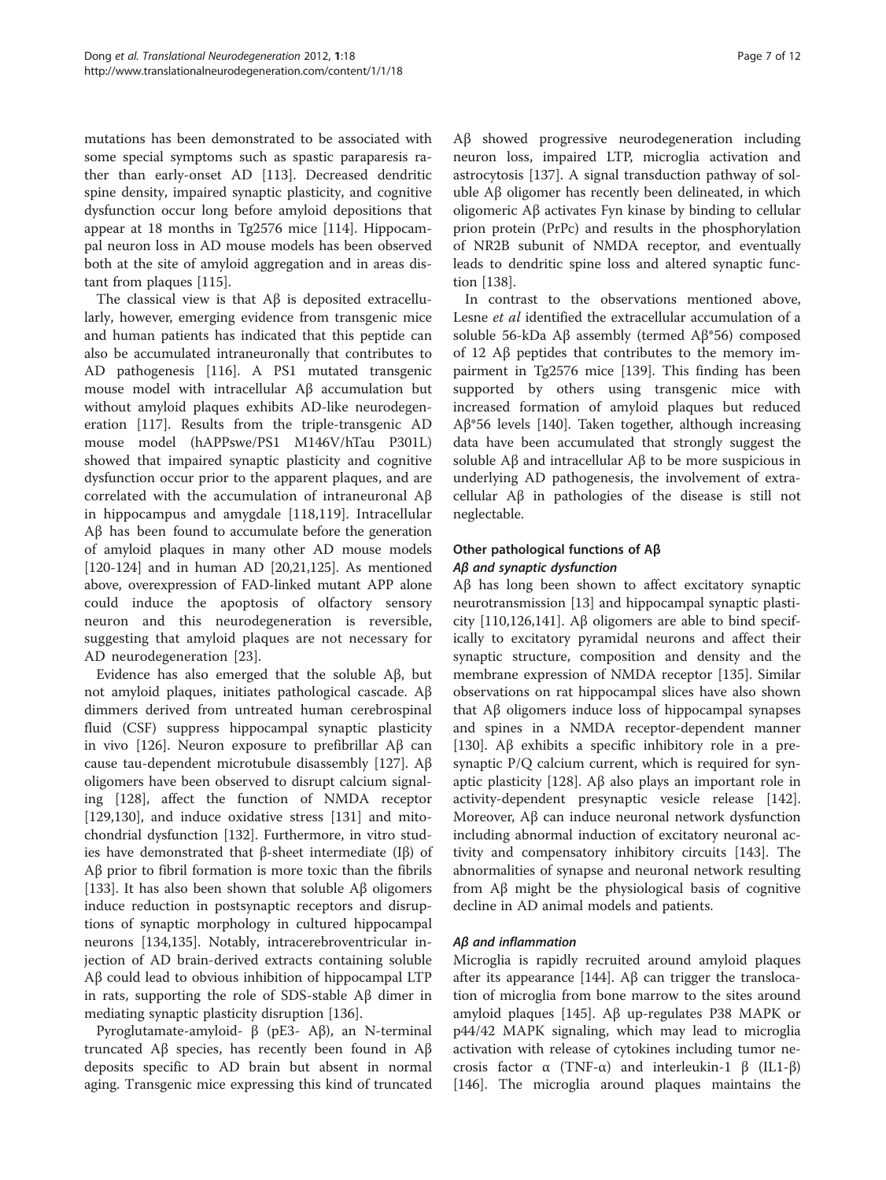mutations has been demonstrated to be associated with some special symptoms such as spastic paraparesis rather than early-onset AD [113]. Decreased dendritic spine density, impaired synaptic plasticity, and cognitive dysfunction occur long before amyloid depositions that appear at 18 months in Tg2576 mice [114]. Hippocampal neuron loss in AD mouse models has been observed both at the site of amyloid aggregation and in areas distant from plaques [115].

The classical view is that Aβ is deposited extracellularly, however, emerging evidence from transgenic mice and human patients has indicated that this peptide can also be accumulated intraneuronally that contributes to AD pathogenesis [116]. A PS1 mutated transgenic mouse model with intracellular Aβ accumulation but without amyloid plaques exhibits AD-like neurodegeneration [117]. Results from the triple-transgenic AD mouse model (hAPPswe/PS1 M146V/hTau P301L) showed that impaired synaptic plasticity and cognitive dysfunction occur prior to the apparent plaques, and are correlated with the accumulation of intraneuronal Aβ in hippocampus and amygdale [118,119]. Intracellular Aβ has been found to accumulate before the generation of amyloid plaques in many other AD mouse models [120-124] and in human AD [20,21,125]. As mentioned above, overexpression of FAD-linked mutant APP alone could induce the apoptosis of olfactory sensory neuron and this neurodegeneration is reversible, suggesting that amyloid plaques are not necessary for AD neurodegeneration [23].

Evidence has also emerged that the soluble Aβ, but not amyloid plaques, initiates pathological cascade. Aβ dimmers derived from untreated human cerebrospinal fluid (CSF) suppress hippocampal synaptic plasticity in vivo [126]. Neuron exposure to prefibrillar Aβ can cause tau-dependent microtubule disassembly [127]. Aβ oligomers have been observed to disrupt calcium signaling [128], affect the function of NMDA receptor [129,130], and induce oxidative stress [131] and mitochondrial dysfunction [132]. Furthermore, in vitro studies have demonstrated that β-sheet intermediate (Iβ) of Aβ prior to fibril formation is more toxic than the fibrils [133]. It has also been shown that soluble Aβ oligomers induce reduction in postsynaptic receptors and disruptions of synaptic morphology in cultured hippocampal neurons [134,135]. Notably, intracerebroventricular injection of AD brain-derived extracts containing soluble Aβ could lead to obvious inhibition of hippocampal LTP in rats, supporting the role of SDS-stable Aβ dimer in mediating synaptic plasticity disruption [136].

Pyroglutamate-amyloid- β (pE3- Aβ), an N-terminal truncated Aβ species, has recently been found in Aβ deposits specific to AD brain but absent in normal aging. Transgenic mice expressing this kind of truncated Aβ showed progressive neurodegeneration including neuron loss, impaired LTP, microglia activation and astrocytosis [137]. A signal transduction pathway of soluble Aβ oligomer has recently been delineated, in which oligomeric Aβ activates Fyn kinase by binding to cellular prion protein (PrPc) and results in the phosphorylation of NR2B subunit of NMDA receptor, and eventually leads to dendritic spine loss and altered synaptic function [138].

In contrast to the observations mentioned above, Lesne *et al* identified the extracellular accumulation of a soluble 56-kDa Aβ assembly (termed Aβ*56) composed of 12 Aβ peptides that contributes to the memory impairment in Tg2576 mice [139]. This finding has been supported by others using transgenic mice with increased formation of amyloid plaques but reduced Aβ*56 levels [140]. Taken together, although increasing data have been accumulated that strongly suggest the soluble Aβ and intracellular Aβ to be more suspicious in underlying AD pathogenesis, the involvement of extracellular Aβ in pathologies of the disease is still not neglectable.

## Other pathological functions of Aβ

### *Aβ and synaptic dysfunction*

Aβ has long been shown to affect excitatory synaptic neurotransmission [13] and hippocampal synaptic plasticity [110,126,141]. Aβ oligomers are able to bind specifically to excitatory pyramidal neurons and affect their synaptic structure, composition and density and the membrane expression of NMDA receptor [135]. Similar observations on rat hippocampal slices have also shown that Aβ oligomers induce loss of hippocampal synapses and spines in a NMDA receptor-dependent manner [130]. Aβ exhibits a specific inhibitory role in a presynaptic P/Q calcium current, which is required for synaptic plasticity [128]. Aβ also plays an important role in activity-dependent presynaptic vesicle release [142]. Moreover, Aβ can induce neuronal network dysfunction including abnormal induction of excitatory neuronal activity and compensatory inhibitory circuits [143]. The abnormalities of synapse and neuronal network resulting from Aβ might be the physiological basis of cognitive decline in AD animal models and patients.

### *Aβ and inflammation*

Microglia is rapidly recruited around amyloid plaques after its appearance [144]. Aβ can trigger the translocation of microglia from bone marrow to the sites around amyloid plaques [145]. Aβ up-regulates P38 MAPK or p44/42 MAPK signaling, which may lead to microglia activation with release of cytokines including tumor necrosis factor α (TNF-α) and interleukin-1 β (IL1-β) [146]. The microglia around plaques maintains the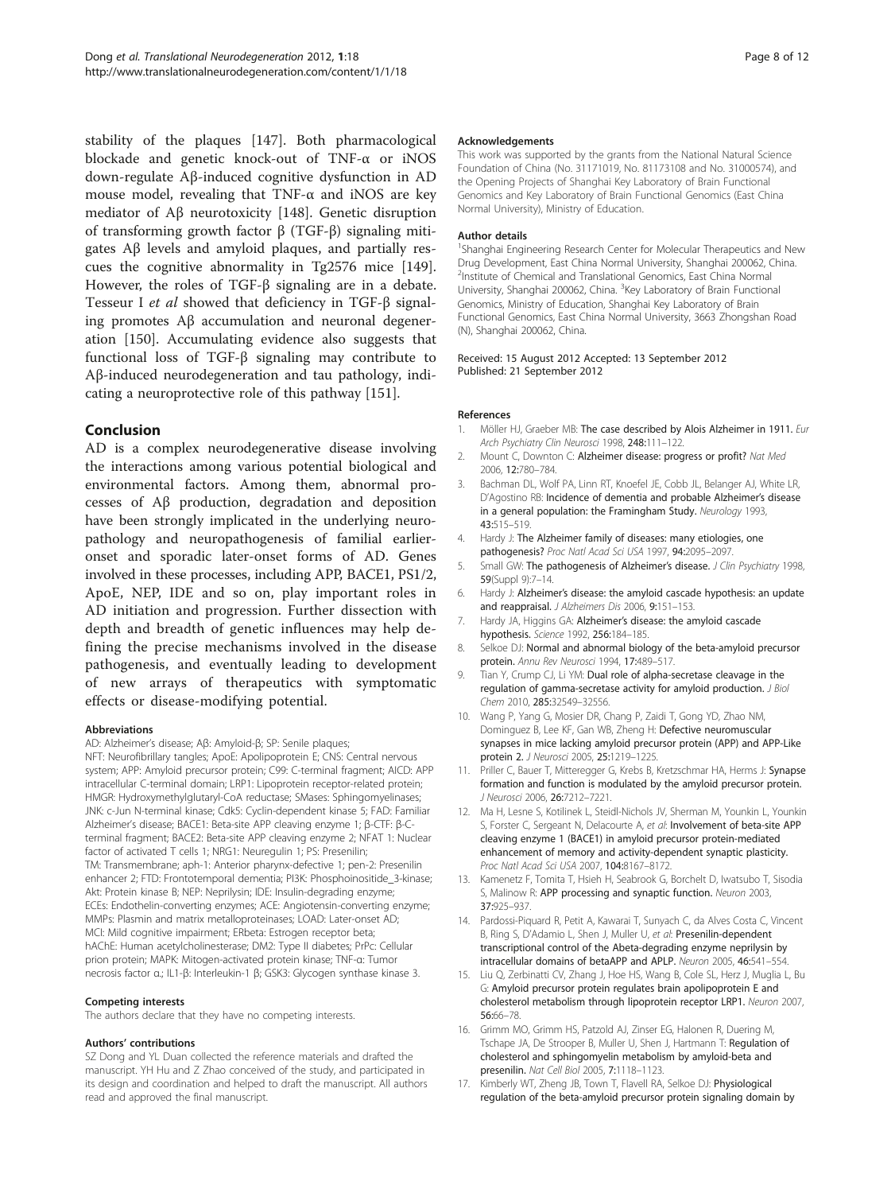stability of the plaques [147]. Both pharmacological blockade and genetic knock-out of TNF-α or iNOS down-regulate Aβ-induced cognitive dysfunction in AD mouse model, revealing that TNF-α and iNOS are key mediator of Aβ neurotoxicity [148]. Genetic disruption of transforming growth factor β (TGF-β) signaling mitigates Aβ levels and amyloid plaques, and partially rescues the cognitive abnormality in Tg2576 mice [149]. However, the roles of TGF-β signaling are in a debate. Tesseur I *et al* showed that deficiency in TGF-β signaling promotes Aβ accumulation and neuronal degeneration [150]. Accumulating evidence also suggests that functional loss of TGF-β signaling may contribute to Aβ-induced neurodegeneration and tau pathology, indicating a neuroprotective role of this pathway [151].

## Conclusion

AD is a complex neurodegenerative disease involving the interactions among various potential biological and environmental factors. Among them, abnormal processes of Aβ production, degradation and deposition have been strongly implicated in the underlying neuropathology and neuropathogenesis of familial earlier-onset and sporadic later-onset forms of AD. Genes involved in these processes, including APP, BACE1, PS1/2, ApoE, NEP, IDE and so on, play important roles in AD initiation and progression. Further dissection with depth and breadth of genetic influences may help defining the precise mechanisms involved in the disease pathogenesis, and eventually leading to development of new arrays of therapeutics with symptomatic effects or disease-modifying potential.

#### Abbreviations

AD: Alzheimer's disease; Aβ: Amyloid-β; SP: Senile plaques; NFT: Neurofibrillary tangles; ApoE: Apolipoprotein E; CNS: Central nervous system; APP: Amyloid precursor protein; C99: C-terminal fragment; AICD: APP intracellular C-terminal domain; LRP1: Lipoprotein receptor-related protein; HMGR: Hydroxymethylglutaryl-CoA reductase; SMases: Sphingomyelinases; JNK: c-Jun N-terminal kinase; Cdk5: Cyclin-dependent kinase 5; FAD: Familiar Alzheimer's disease; BACE1: Beta-site APP cleaving enzyme 1; β-CTF: β-C-terminal fragment; BACE2: Beta-site APP cleaving enzyme 2; NFAT 1: Nuclear factor of activated T cells 1; NRG1: Neuregulin 1; PS: Presenilin; TM: Transmembrane; aph-1: Anterior pharynx-defective 1; pen-2: Presenilin enhancer 2; FTD: Frontotemporal dementia; PI3K: Phosphoinositide_3-kinase; Akt: Protein kinase B; NEP: Neprilysin; IDE: Insulin-degrading enzyme; ECEs: Endothelin-converting enzymes; ACE: Angiotensin-converting enzyme; MMPs: Plasmin and matrix metalloproteinases; LOAD: Later-onset AD; MCI: Mild cognitive impairment; ERbeta: Estrogen receptor beta; hAChE: Human acetylcholinesterase; DM2: Type II diabetes; PrPc: Cellular prion protein; MAPK: Mitogen-activated protein kinase; TNF-α: Tumor necrosis factor α.; IL1-β: Interleukin-1 β; GSK3: Glycogen synthase kinase 3.

#### Competing interests

The authors declare that they have no competing interests.

#### Authors' contributions

SZ Dong and YL Duan collected the reference materials and drafted the manuscript. YH Hu and Z Zhao conceived of the study, and participated in its design and coordination and helped to draft the manuscript. All authors read and approved the final manuscript.

#### Acknowledgements

This work was supported by the grants from the National Natural Science Foundation of China (No. 31171019, No. 81173108 and No. 31000574), and the Opening Projects of Shanghai Key Laboratory of Brain Functional Genomics and Key Laboratory of Brain Functional Genomics (East China Normal University), Ministry of Education.

#### Author details

[1]Shanghai Engineering Research Center for Molecular Therapeutics and New Drug Development, East China Normal University, Shanghai 200062, China. [2]Institute of Chemical and Translational Genomics, East China Normal University, Shanghai 200062, China. [3]Key Laboratory of Brain Functional Genomics, Ministry of Education, Shanghai Key Laboratory of Brain Functional Genomics, East China Normal University, 3663 Zhongshan Road (N), Shanghai 200062, China.

Received: 15 August 2012 Accepted: 13 September 2012
Published: 21 September 2012

#### References

1. Möller HJ, Graeber MB: The case described by Alois Alzheimer in 1911. *Eur Arch Psychiatry Clin Neurosci* 1998, **248:**111–122.
2. Mount C, Downton C: Alzheimer disease: progress or profit? *Nat Med* 2006, **12:**780–784.
3. Bachman DL, Wolf PA, Linn RT, Knoefel JE, Cobb JL, Belanger AJ, White LR, D'Agostino RB: Incidence of dementia and probable Alzheimer's disease in a general population: the Framingham Study. *Neurology* 1993, **43:**515–519.
4. Hardy J: The Alzheimer family of diseases: many etiologies, one pathogenesis? *Proc Natl Acad Sci USA* 1997, **94:**2095–2097.
5. Small GW: The pathogenesis of Alzheimer's disease. *J Clin Psychiatry* 1998, **59**(Suppl 9):7–14.
6. Hardy J: Alzheimer's disease: the amyloid cascade hypothesis: an update and reappraisal. *J Alzheimers Dis* 2006, **9:**151–153.
7. Hardy JA, Higgins GA: Alzheimer's disease: the amyloid cascade hypothesis. *Science* 1992, **256:**184–185.
8. Selkoe DJ: Normal and abnormal biology of the beta-amyloid precursor protein. *Annu Rev Neurosci* 1994, **17:**489–517.
9. Tian Y, Crump CJ, Li YM: Dual role of alpha-secretase cleavage in the regulation of gamma-secretase activity for amyloid production. *J Biol Chem* 2010, **285:**32549–32556.
10. Wang P, Yang G, Mosier DR, Chang P, Zaidi T, Gong YD, Zhao NM, Dominguez B, Lee KF, Gan WB, Zheng H: Defective neuromuscular synapses in mice lacking amyloid precursor protein (APP) and APP-Like protein 2. *J Neurosci* 2005, **25:**1219–1225.
11. Priller C, Bauer T, Mitteregger G, Krebs B, Kretzschmar HA, Herms J: Synapse formation and function is modulated by the amyloid precursor protein. *J Neurosci* 2006, **26:**7212–7221.
12. Ma H, Lesne S, Kotilinek L, Steidl-Nichols JV, Sherman M, Younkin L, Younkin S, Forster C, Sergeant N, Delacourte A, *et al*: Involvement of beta-site APP cleaving enzyme 1 (BACE1) in amyloid precursor protein-mediated enhancement of memory and activity-dependent synaptic plasticity. *Proc Natl Acad Sci USA* 2007, **104:**8167–8172.
13. Kamenetz F, Tomita T, Hsieh H, Seabrook G, Borchelt D, Iwatsubo T, Sisodia S, Malinow R: APP processing and synaptic function. *Neuron* 2003, **37:**925–937.
14. Pardossi-Piquard R, Petit A, Kawarai T, Sunyach C, da Alves Costa C, Vincent B, Ring S, D'Adamio L, Shen J, Muller U, *et al*: Presenilin-dependent transcriptional control of the Abeta-degrading enzyme neprilysin by intracellular domains of betaAPP and APLP. *Neuron* 2005, **46:**541–554.
15. Liu Q, Zerbinatti CV, Zhang J, Hoe HS, Wang B, Cole SL, Herz J, Muglia L, Bu G: Amyloid precursor protein regulates brain apolipoprotein E and cholesterol metabolism through lipoprotein receptor LRP1. *Neuron* 2007, **56:**66–78.
16. Grimm MO, Grimm HS, Patzold AJ, Zinser EG, Halonen R, Duering M, Tschape JA, De Strooper B, Muller U, Shen J, Hartmann T: Regulation of cholesterol and sphingomyelin metabolism by amyloid-beta and presenilin. *Nat Cell Biol* 2005, **7:**1118–1123.
17. Kimberly WT, Zheng JB, Town T, Flavell RA, Selkoe DJ: Physiological regulation of the beta-amyloid precursor protein signaling domain by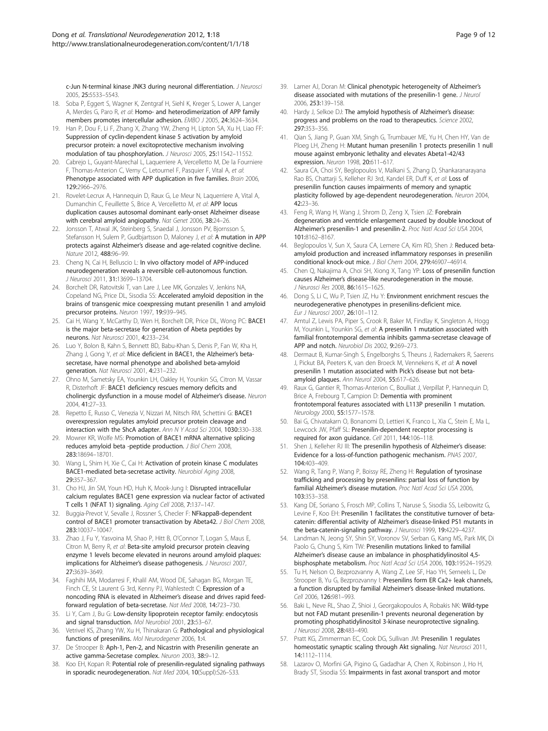c-Jun N-terminal kinase JNK3 during neuronal differentiation. *J Neurosci* 2005, **25:**5533–5543.

18. Soba P, Eggert S, Wagner K, Zentgraf H, Siehl K, Kreger S, Lower A, Langer A, Merdes G, Paro R, *et al*: **Homo- and heterodimerization of APP family members promotes intercellular adhesion.** *EMBO J* 2005, **24:**3624–3634.
19. Han P, Dou F, Li F, Zhang X, Zhang YW, Zheng H, Lipton SA, Xu H, Liao FF: **Suppression of cyclin-dependent kinase 5 activation by amyloid precursor protein: a novel excitoprotective mechanism involving modulation of tau phosphorylation.** *J Neurosci* 2005, **25:**11542–11552.
20. Cabrejo L, Guyant-Marechal L, Laquerriere A, Vercelletto M, De la Fourniere F, Thomas-Anterion C, Verny C, Letournel F, Pasquier F, Vital A, *et al*: **Phenotype associated with APP duplication in five families.** *Brain* 2006, **129:**2966–2976.
21. Rovelet-Lecrux A, Hannequin D, Raux G, Le Meur N, Laquerriere A, Vital A, Dumanchin C, Feuillette S, Brice A, Vercelletto M, *et al*: **APP locus duplication causes autosomal dominant early-onset Alzheimer disease with cerebral amyloid angiopathy.** *Nat Genet* 2006, **38:**24–26.
22. Jonsson T, Atwal JK, Steinberg S, Snaedal J, Jonsson PV, Bjornsson S, Stefansson H, Sulem P, Gudbjartsson D, Maloney J, *et al*: **A mutation in APP protects against Alzheimer's disease and age-related cognitive decline.** *Nature* 2012, **488:**96–99.
23. Cheng N, Cai H, Belluscio L: **In vivo olfactory model of APP-induced neurodegeneration reveals a reversible cell-autonomous function.** *J Neurosci* 2011, **31:**13699–13704.
24. Borchelt DR, Ratovitski T, van Lare J, Lee MK, Gonzales V, Jenkins NA, Copeland NG, Price DL, Sisodia SS: **Accelerated amyloid deposition in the brains of transgenic mice coexpressing mutant presenilin 1 and amyloid precursor proteins.** *Neuron* 1997, **19:**939–945.
25. Cai H, Wang Y, McCarthy D, Wen H, Borchelt DR, Price DL, Wong PC: **BACE1 is the major beta-secretase for generation of Abeta peptides by neurons.** *Nat Neurosci* 2001, **4:**233–234.
26. Luo Y, Bolon B, Kahn S, Bennett BD, Babu-Khan S, Denis P, Fan W, Kha H, Zhang J, Gong Y, *et al*: **Mice deficient in BACE1, the Alzheimer's beta-secretase, have normal phenotype and abolished beta-amyloid generation.** *Nat Neurosci* 2001, **4:**231–232.
27. Ohno M, Sametsky EA, Younkin LH, Oakley H, Younkin SG, Citron M, Vassar R, Disterhoft JF: **BACE1 deficiency rescues memory deficits and cholinergic dysfunction in a mouse model of Alzheimer's disease.** *Neuron* 2004, **41:**27–33.
28. Repetto E, Russo C, Venezia V, Nizzari M, Nitsch RM, Schettini G: **BACE1 overexpression regulates amyloid precursor protein cleavage and interaction with the ShcA adapter.** *Ann N Y Acad Sci* 2004, **1030:**330–338.
29. Mowrer KR, Wolfe MS: **Promotion of BACE1 mRNA alternative splicing reduces amyloid beta -peptide production.** *J Biol Chem* 2008, **283:**18694–18701.
30. Wang L, Shim H, Xie C, Cai H: **Activation of protein kinase C modulates BACE1-mediated beta-secretase activity.** *Neurobiol Aging* 2008, **29:**357–367.
31. Cho HJ, Jin SM, Youn HD, Huh K, Mook-Jung I: **Disrupted intracellular calcium regulates BACE1 gene expression via nuclear factor of activated T cells 1 (NFAT 1) signaling.** *Aging Cell* 2008, **7:**137–147.
32. Buggia-Prevot V, Sevalle J, Rossner S, Checler F: **NFkappaB-dependent control of BACE1 promoter transactivation by Abeta42.** *J Biol Chem* 2008, **283:**10037–10047.
33. Zhao J, Fu Y, Yasvoina M, Shao P, Hitt B, O'Connor T, Logan S, Maus E, Citron M, Berry R, *et al*: **Beta-site amyloid precursor protein cleaving enzyme 1 levels become elevated in neurons around amyloid plaques: implications for Alzheimer's disease pathogenesis.** *J Neurosci* 2007, **27:**3639–3649.
34. Faghihi MA, Modarresi F, Khalil AM, Wood DE, Sahagan BG, Morgan TE, Finch CE, St Laurent G 3rd, Kenny PJ, Wahlestedt C: **Expression of a noncoding RNA is elevated in Alzheimer's disease and drives rapid feed-forward regulation of beta-secretase.** *Nat Med* 2008, **14:**723–730.
35. Li Y, Cam J, Bu G: **Low-density lipoprotein receptor family: endocytosis and signal transduction.** *Mol Neurobiol* 2001, **23:**53–67.
36. Vetrivel KS, Zhang YW, Xu H, Thinakaran G: **Pathological and physiological functions of presenilins.** *Mol Neurodegener* 2006, **1:**4.
37. De Strooper B: **Aph-1, Pen-2, and Nicastrin with Presenilin generate an active gamma-Secretase complex.** *Neuron* 2003, **38:**9–12.
38. Koo EH, Kopan R: **Potential role of presenilin-regulated signaling pathways in sporadic neurodegeneration.** *Nat Med* 2004, **10**(Suppl):S26–S33.
39. Larner AJ, Doran M: **Clinical phenotypic heterogeneity of Alzheimer's disease associated with mutations of the presenilin-1 gene.** *J Neurol* 2006, **253:**139–158.
40. Hardy J, Selkoe DJ: **The amyloid hypothesis of Alzheimer's disease: progress and problems on the road to therapeutics.** *Science* 2002, **297:**353–356.
41. Qian S, Jiang P, Guan XM, Singh G, Trumbauer ME, Yu H, Chen HY, Van de Ploeg LH, Zheng H: **Mutant human presenilin 1 protects presenilin 1 null mouse against embryonic lethality and elevates Abeta1-42/43 expression.** *Neuron* 1998, **20:**611–617.
42. Saura CA, Choi SY, Beglopoulos V, Malkani S, Zhang D, Shankaranarayana Rao BS, Chattarji S, Kelleher RJ 3rd, Kandel ER, Duff K, *et al*: **Loss of presenilin function causes impairments of memory and synaptic plasticity followed by age-dependent neurodegeneration.** *Neuron* 2004, **42:**23–36.
43. Feng R, Wang H, Wang J, Shrom D, Zeng X, Tsien JZ: **Forebrain degeneration and ventricle enlargement caused by double knockout of Alzheimer's presenilin-1 and presenilin-2.** *Proc Natl Acad Sci USA* 2004, **101:**8162–8167.
44. Beglopoulos V, Sun X, Saura CA, Lemere CA, Kim RD, Shen J: **Reduced beta-amyloid production and increased inflammatory responses in presenilin conditional knock-out mice.** *J Biol Chem* 2004, **279:**46907–46914.
45. Chen Q, Nakajima A, Choi SH, Xiong X, Tang YP: **Loss of presenilin function causes Alzheimer's disease-like neurodegeneration in the mouse.** *J Neurosci Res* 2008, **86:**1615–1625.
46. Dong S, Li C, Wu P, Tsien JZ, Hu Y: **Environment enrichment rescues the neurodegenerative phenotypes in presenilins-deficient mice.** *Eur J Neurosci* 2007, **26:**101–112.
47. Amtul Z, Lewis PA, Piper S, Crook R, Baker M, Findlay K, Singleton A, Hogg M, Younkin L, Younkin SG, *et al*: **A presenilin 1 mutation associated with familial frontotemporal dementia inhibits gamma-secretase cleavage of APP and notch.** *Neurobiol Dis* 2002, **9:**269–273.
48. Dermaut B, Kumar-Singh S, Engelborghs S, Theuns J, Rademakers R, Saerens J, Pickut BA, Peeters K, van den Broeck M, Vennekens K, *et al*: **A novel presenilin 1 mutation associated with Pick's disease but not beta-amyloid plaques.** *Ann Neurol* 2004, **55:**617–626.
49. Raux G, Gantier R, Thomas-Anterion C, Boulliat J, Verpillat P, Hannequin D, Brice A, Frebourg T, Campion D: **Dementia with prominent frontotemporal features associated with L113P presenilin 1 mutation.** *Neurology* 2000, **55:**1577–1578.
50. Bai G, Chivatakarn O, Bonanomi D, Lettieri K, Franco L, Xia C, Stein E, Ma L, Lewcock JW, Pfaff SL: **Presenilin-dependent receptor processing is required for axon guidance.** *Cell* 2011, **144:**106–118.
51. Shen J, Kelleher RJ III: **The presenilin hypothesis of Alzheimer's disease: Evidence for a loss-of-function pathogenic mechanism.** *PNAS* 2007, **104:**403–409.
52. Wang R, Tang P, Wang P, Boissy RE, Zheng H: **Regulation of tyrosinase trafficking and processing by presenilins: partial loss of function by familial Alzheimer's disease mutation.** *Proc Natl Acad Sci USA* 2006, **103:**353–358.
53. Kang DE, Soriano S, Frosch MP, Collins T, Naruse S, Sisodia SS, Leibowitz G, Levine F, Koo EH: **Presenilin 1 facilitates the constitutive turnover of beta-catenin: differential activity of Alzheimer's disease-linked PS1 mutants in the beta-catenin-signaling pathway.** *J Neurosci* 1999, **19:**4229–4237.
54. Landman N, Jeong SY, Shin SY, Voronov SV, Serban G, Kang MS, Park MK, Di Paolo G, Chung S, Kim TW: **Presenilin mutations linked to familial Alzheimer's disease cause an imbalance in phosphatidylinositol 4,5-bisphosphate metabolism.** *Proc Natl Acad Sci USA* 2006, **103:**19524–19529.
55. Tu H, Nelson O, Bezprozvanny A, Wang Z, Lee SF, Hao YH, Serneels L, De Strooper B, Yu G, Bezprozvanny I: **Presenilins form ER Ca2+ leak channels, a function disrupted by familial Alzheimer's disease-linked mutations.** *Cell* 2006, **126:**981–993.
56. Baki L, Neve RL, Shao Z, Shioi J, Georgakopoulos A, Robakis NK: **Wild-type but not FAD mutant presenilin-1 prevents neuronal degeneration by promoting phosphatidylinositol 3-kinase neuroprotective signaling.** *J Neurosci* 2008, **28:**483–490.
57. Pratt KG, Zimmerman EC, Cook DG, Sullivan JM: **Presenilin 1 regulates homeostatic synaptic scaling through Akt signaling.** *Nat Neurosci* 2011, **14:**1112–1114.
58. Lazarov O, Morfini GA, Pigino G, Gadadhar A, Chen X, Robinson J, Ho H, Brady ST, Sisodia SS: **Impairments in fast axonal transport and motor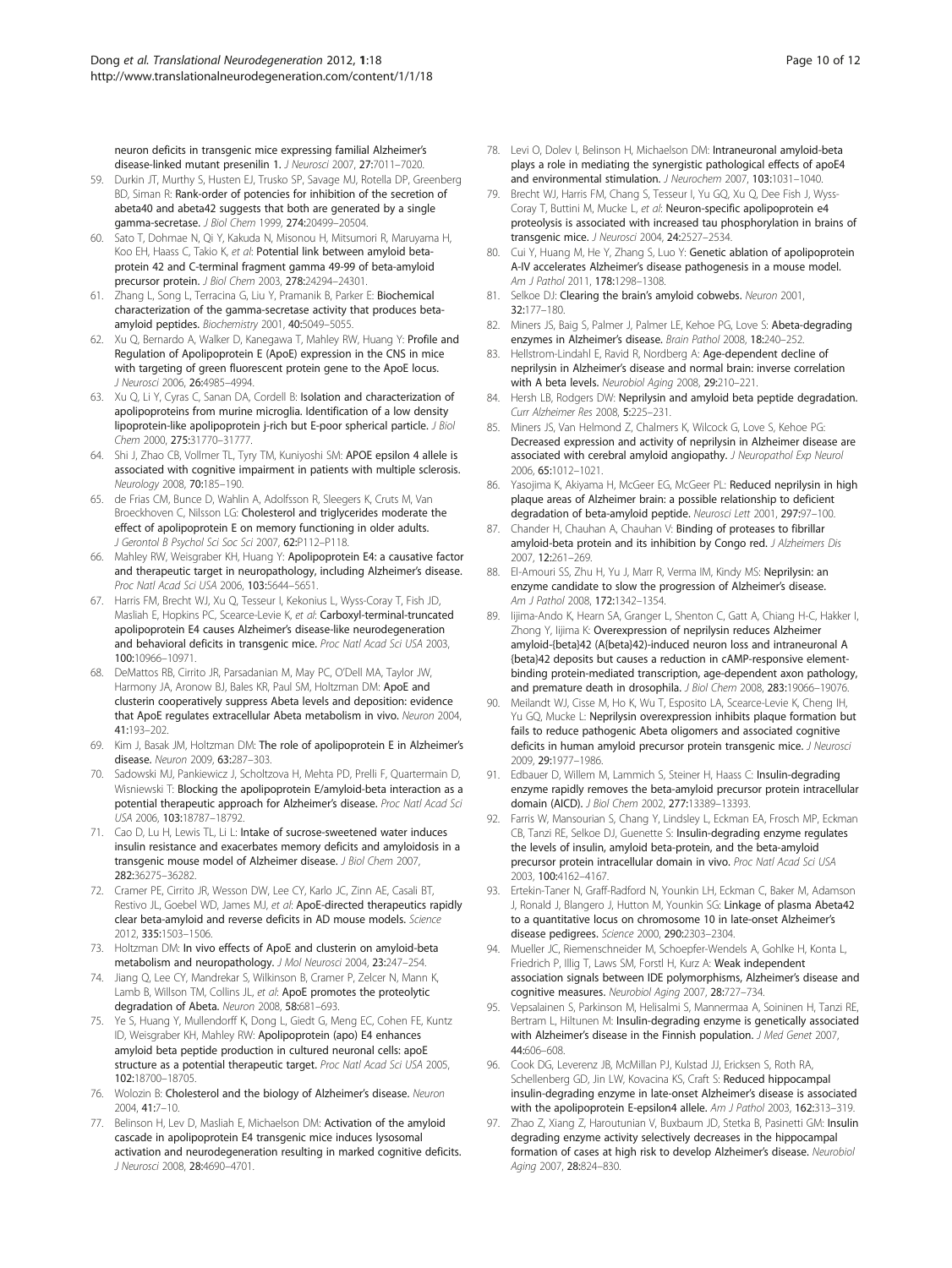neuron deficits in transgenic mice expressing familial Alzheimer's disease-linked mutant presenilin 1. *J Neurosci* 2007, **27**:7011–7020.

59. Durkin JT, Murthy S, Husten EJ, Trusko SP, Savage MJ, Rotella DP, Greenberg BD, Siman R: **Rank-order of potencies for inhibition of the secretion of abeta40 and abeta42 suggests that both are generated by a single gamma-secretase.** *J Biol Chem* 1999, **274**:20499–20504.
60. Sato T, Dohmae N, Qi Y, Kakuda N, Misonou H, Mitsumori R, Maruyama H, Koo EH, Haass C, Takio K, *et al*: **Potential link between amyloid beta-protein 42 and C-terminal fragment gamma 49-99 of beta-amyloid precursor protein.** *J Biol Chem* 2003, **278**:24294–24301.
61. Zhang L, Song L, Terracina G, Liu Y, Pramanik B, Parker E: **Biochemical characterization of the gamma-secretase activity that produces beta-amyloid peptides.** *Biochemistry* 2001, **40**:5049–5055.
62. Xu Q, Bernardo A, Walker D, Kanegawa T, Mahley RW, Huang Y: **Profile and Regulation of Apolipoprotein E (ApoE) expression in the CNS in mice with targeting of green fluorescent protein gene to the ApoE locus.** *J Neurosci* 2006, **26**:4985–4994.
63. Xu Q, Li Y, Cyras C, Sanan DA, Cordell B: **Isolation and characterization of apolipoproteins from murine microglia. Identification of a low density lipoprotein-like apolipoprotein j-rich but E-poor spherical particle.** *J Biol Chem* 2000, **275**:31770–31777.
64. Shi J, Zhao CB, Vollmer TL, Tyry TM, Kuniyoshi SM: **APOE epsilon 4 allele is associated with cognitive impairment in patients with multiple sclerosis.** *Neurology* 2008, **70**:185–190.
65. de Frias CM, Bunce D, Wahlin A, Adolfsson R, Sleegers K, Cruts M, Van Broeckhoven C, Nilsson LG: **Cholesterol and triglycerides moderate the effect of apolipoprotein E on memory functioning in older adults.** *J Gerontol B Psychol Sci Soc Sci* 2007, **62**:P112–P118.
66. Mahley RW, Weisgraber KH, Huang Y: **Apolipoprotein E4: a causative factor and therapeutic target in neuropathology, including Alzheimer's disease.** *Proc Natl Acad Sci USA* 2006, **103**:5644–5651.
67. Harris FM, Brecht WJ, Xu Q, Tesseur I, Kekonius L, Wyss-Coray T, Fish JD, Masliah E, Hopkins PC, Scearce-Levie K, *et al*: **Carboxyl-terminal-truncated apolipoprotein E4 causes Alzheimer's disease-like neurodegeneration and behavioral deficits in transgenic mice.** *Proc Natl Acad Sci USA* 2003, **100**:10966–10971.
68. DeMattos RB, Cirrito JR, Parsadanian M, May PC, O'Dell MA, Taylor JW, Harmony JA, Aronow BJ, Bales KR, Paul SM, Holtzman DM: **ApoE and clusterin cooperatively suppress Abeta levels and deposition: evidence that ApoE regulates extracellular Abeta metabolism in vivo.** *Neuron* 2004, **41**:193–202.
69. Kim J, Basak JM, Holtzman DM: **The role of apolipoprotein E in Alzheimer's disease.** *Neuron* 2009, **63**:287–303.
70. Sadowski MJ, Pankiewicz J, Scholtzova H, Mehta PD, Prelli F, Quartermain D, Wisniewski T: **Blocking the apolipoprotein E/amyloid-beta interaction as a potential therapeutic approach for Alzheimer's disease.** *Proc Natl Acad Sci USA* 2006, **103**:18787–18792.
71. Cao D, Lu H, Lewis TL, Li L: **Intake of sucrose-sweetened water induces insulin resistance and exacerbates memory deficits and amyloidosis in a transgenic mouse model of Alzheimer disease.** *J Biol Chem* 2007, **282**:36275–36282.
72. Cramer PE, Cirrito JR, Wesson DW, Lee CY, Karlo JC, Zinn AE, Casali BT, Restivo JL, Goebel WD, James MJ, *et al*: **ApoE-directed therapeutics rapidly clear beta-amyloid and reverse deficits in AD mouse models.** *Science* 2012, **335**:1503–1506.
73. Holtzman DM: **In vivo effects of ApoE and clusterin on amyloid-beta metabolism and neuropathology.** *J Mol Neurosci* 2004, **23**:247–254.
74. Jiang Q, Lee CY, Mandrekar S, Wilkinson B, Cramer P, Zelcer N, Mann K, Lamb B, Willson TM, Collins JL, *et al*: **ApoE promotes the proteolytic degradation of Abeta.** *Neuron* 2008, **58**:681–693.
75. Ye S, Huang Y, Mullendorff K, Dong L, Giedt G, Meng EC, Cohen FE, Kuntz ID, Weisgraber KH, Mahley RW: **Apolipoprotein (apo) E4 enhances amyloid beta peptide production in cultured neuronal cells: apoE structure as a potential therapeutic target.** *Proc Natl Acad Sci USA* 2005, **102**:18700–18705.
76. Wolozin B: **Cholesterol and the biology of Alzheimer's disease.** *Neuron* 2004, **41**:7–10.
77. Belinson H, Lev D, Masliah E, Michaelson DM: **Activation of the amyloid cascade in apolipoprotein E4 transgenic mice induces lysosomal activation and neurodegeneration resulting in marked cognitive deficits.** *J Neurosci* 2008, **28**:4690–4701.
78. Levi O, Dolev I, Belinson H, Michaelson DM: **Intraneuronal amyloid-beta plays a role in mediating the synergistic pathological effects of apoE4 and environmental stimulation.** *J Neurochem* 2007, **103**:1031–1040.
79. Brecht WJ, Harris FM, Chang S, Tesseur I, Yu GQ, Xu Q, Dee Fish J, Wyss-Coray T, Buttini M, Mucke L, *et al*: **Neuron-specific apolipoprotein e4 proteolysis is associated with increased tau phosphorylation in brains of transgenic mice.** *J Neurosci* 2004, **24**:2527–2534.
80. Cui Y, Huang M, He Y, Zhang S, Luo Y: **Genetic ablation of apolipoprotein A-IV accelerates Alzheimer's disease pathogenesis in a mouse model.** *Am J Pathol* 2011, **178**:1298–1308.
81. Selkoe DJ: **Clearing the brain's amyloid cobwebs.** *Neuron* 2001, **32**:177–180.
82. Miners JS, Baig S, Palmer J, Palmer LE, Kehoe PG, Love S: **Abeta-degrading enzymes in Alzheimer's disease.** *Brain Pathol* 2008, **18**:240–252.
83. Hellstrom-Lindahl E, Ravid R, Nordberg A: **Age-dependent decline of neprilysin in Alzheimer's disease and normal brain: inverse correlation with A beta levels.** *Neurobiol Aging* 2008, **29**:210–221.
84. Hersh LB, Rodgers DW: **Neprilysin and amyloid beta peptide degradation.** *Curr Alzheimer Res* 2008, **5**:225–231.
85. Miners JS, Van Helmond Z, Chalmers K, Wilcock G, Love S, Kehoe PG: **Decreased expression and activity of neprilysin in Alzheimer disease are associated with cerebral amyloid angiopathy.** *J Neuropathol Exp Neurol* 2006, **65**:1012–1021.
86. Yasojima K, Akiyama H, McGeer EG, McGeer PL: **Reduced neprilysin in high plaque areas of Alzheimer brain: a possible relationship to deficient degradation of beta-amyloid peptide.** *Neurosci Lett* 2001, **297**:97–100.
87. Chander H, Chauhan A, Chauhan V: **Binding of proteases to fibrillar amyloid-beta protein and its inhibition by Congo red.** *J Alzheimers Dis* 2007, **12**:261–269.
88. El-Amouri SS, Zhu H, Yu J, Marr R, Verma IM, Kindy MS: **Neprilysin: an enzyme candidate to slow the progression of Alzheimer's disease.** *Am J Pathol* 2008, **172**:1342–1354.
89. Iijima-Ando K, Hearn SA, Granger L, Shenton C, Gatt A, Chiang H-C, Hakker I, Zhong Y, Iijima K: **Overexpression of neprilysin reduces Alzheimer amyloid-{beta}42 (A{beta}42)-induced neuron loss and intraneuronal A {beta}42 deposits but causes a reduction in cAMP-responsive element-binding protein-mediated transcription, age-dependent axon pathology, and premature death in drosophila.** *J Biol Chem* 2008, **283**:19066–19076.
90. Meilandt WJ, Cisse M, Ho K, Wu T, Esposito LA, Scearce-Levie K, Cheng IH, Yu GQ, Mucke L: **Neprilysin overexpression inhibits plaque formation but fails to reduce pathogenic Abeta oligomers and associated cognitive deficits in human amyloid precursor protein transgenic mice.** *J Neurosci* 2009, **29**:1977–1986.
91. Edbauer D, Willem M, Lammich S, Steiner H, Haass C: **Insulin-degrading enzyme rapidly removes the beta-amyloid precursor protein intracellular domain (AICD).** *J Biol Chem* 2002, **277**:13389–13393.
92. Farris W, Mansourian S, Chang Y, Lindsley L, Eckman EA, Frosch MP, Eckman CB, Tanzi RE, Selkoe DJ, Guenette S: **Insulin-degrading enzyme regulates the levels of insulin, amyloid beta-protein, and the beta-amyloid precursor protein intracellular domain in vivo.** *Proc Natl Acad Sci USA* 2003, **100**:4162–4167.
93. Ertekin-Taner N, Graff-Radford N, Younkin LH, Eckman C, Baker M, Adamson J, Ronald J, Blangero J, Hutton M, Younkin SG: **Linkage of plasma Abeta42 to a quantitative locus on chromosome 10 in late-onset Alzheimer's disease pedigrees.** *Science* 2000, **290**:2303–2304.
94. Mueller JC, Riemenschneider M, Schoepfer-Wendels A, Gohlke H, Konta L, Friedrich P, Illig T, Laws SM, Forstl H, Kurz A: **Weak independent association signals between IDE polymorphisms, Alzheimer's disease and cognitive measures.** *Neurobiol Aging* 2007, **28**:727–734.
95. Vepsalainen S, Parkinson M, Helisalmi S, Mannermaa A, Soininen H, Tanzi RE, Bertram L, Hiltunen M: **Insulin-degrading enzyme is genetically associated with Alzheimer's disease in the Finnish population.** *J Med Genet* 2007, **44**:606–608.
96. Cook DG, Leverenz JB, McMillan PJ, Kulstad JJ, Ericksen S, Roth RA, Schellenberg GD, Jin LW, Kovacina KS, Craft S: **Reduced hippocampal insulin-degrading enzyme in late-onset Alzheimer's disease is associated with the apolipoprotein E-epsilon4 allele.** *Am J Pathol* 2003, **162**:313–319.
97. Zhao Z, Xiang Z, Haroutunian V, Buxbaum JD, Stetka B, Pasinetti GM: **Insulin degrading enzyme activity selectively decreases in the hippocampal formation of cases at high risk to develop Alzheimer's disease.** *Neurobiol Aging* 2007, **28**:824–830.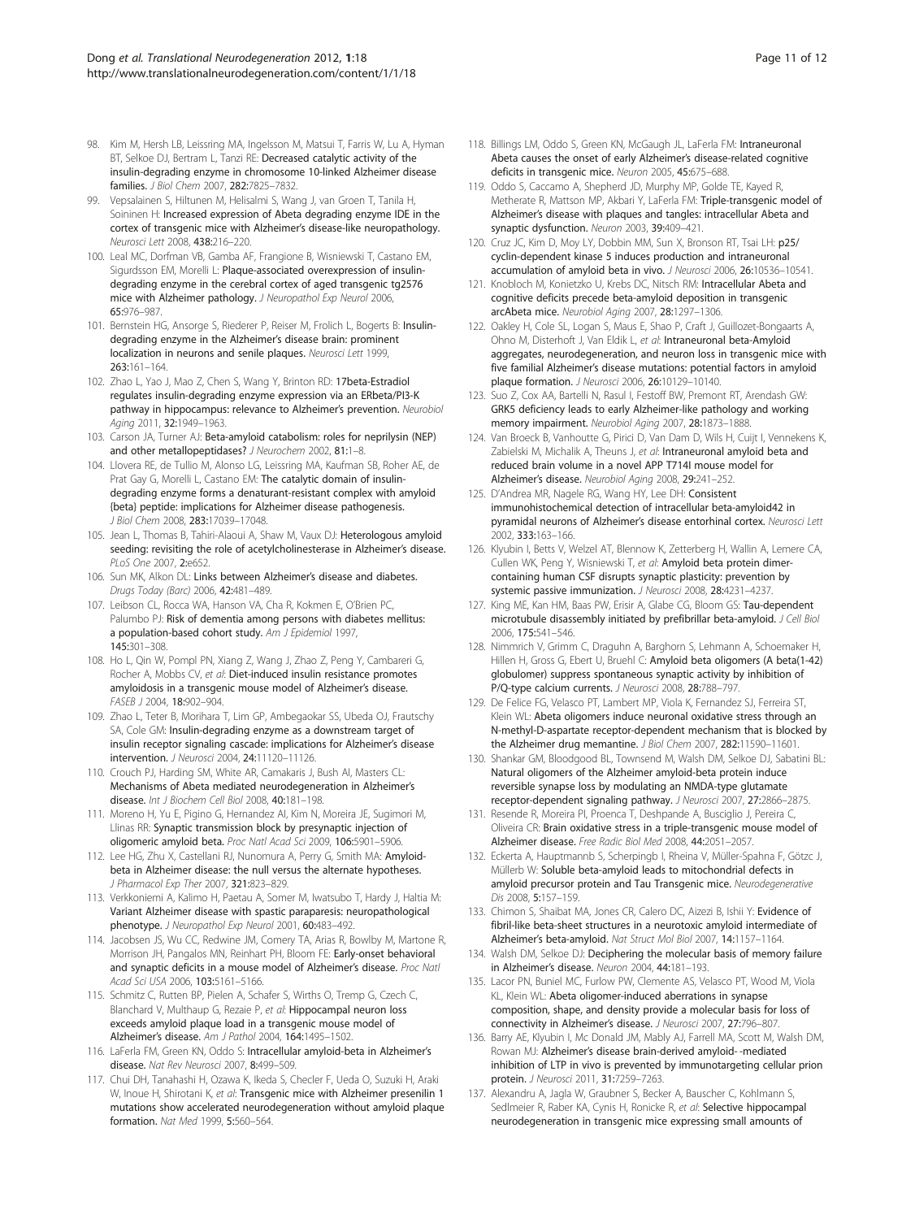98. Kim M, Hersh LB, Leissring MA, Ingelsson M, Matsui T, Farris W, Lu A, Hyman BT, Selkoe DJ, Bertram L, Tanzi RE: **Decreased catalytic activity of the insulin-degrading enzyme in chromosome 10-linked Alzheimer disease families.** *J Biol Chem* 2007, **282:**7825–7832.
99. Vepsalainen S, Hiltunen M, Helisalmi S, Wang J, van Groen T, Tanila H, Soininen H: **Increased expression of Abeta degrading enzyme IDE in the cortex of transgenic mice with Alzheimer's disease-like neuropathology.** *Neurosci Lett* 2008, **438:**216–220.
100. Leal MC, Dorfman VB, Gamba AF, Frangione B, Wisniewski T, Castano EM, Sigurdsson EM, Morelli L: **Plaque-associated overexpression of insulin-degrading enzyme in the cerebral cortex of aged transgenic tg2576 mice with Alzheimer pathology.** *J Neuropathol Exp Neurol* 2006, **65:**976–987.
101. Bernstein HG, Ansorge S, Riederer P, Reiser M, Frolich L, Bogerts B: **Insulin-degrading enzyme in the Alzheimer's disease brain: prominent localization in neurons and senile plaques.** *Neurosci Lett* 1999, **263:**161–164.
102. Zhao L, Yao J, Mao Z, Chen S, Wang Y, Brinton RD: **17beta-Estradiol regulates insulin-degrading enzyme expression via an ERbeta/PI3-K pathway in hippocampus: relevance to Alzheimer's prevention.** *Neurobiol Aging* 2011, **32:**1949–1963.
103. Carson JA, Turner AJ: **Beta-amyloid catabolism: roles for neprilysin (NEP) and other metallopeptidases?** *J Neurochem* 2002, **81:**1–8.
104. Llovera RE, de Tullio M, Alonso LG, Leissring MA, Kaufman SB, Roher AE, de Prat Gay G, Morelli L, Castano EM: **The catalytic domain of insulin-degrading enzyme forms a denaturant-resistant complex with amyloid {beta} peptide: implications for Alzheimer disease pathogenesis.** *J Biol Chem* 2008, **283:**17039–17048.
105. Jean L, Thomas B, Tahiri-Alaoui A, Shaw M, Vaux DJ: **Heterologous amyloid seeding: revisiting the role of acetylcholinesterase in Alzheimer's disease.** *PLoS One* 2007, **2:**e652.
106. Sun MK, Alkon DL: **Links between Alzheimer's disease and diabetes.** *Drugs Today (Barc)* 2006, **42:**481–489.
107. Leibson CL, Rocca WA, Hanson VA, Cha R, Kokmen E, O'Brien PC, Palumbo PJ: **Risk of dementia among persons with diabetes mellitus: a population-based cohort study.** *Am J Epidemiol* 1997, **145:**301–308.
108. Ho L, Qin W, Pompl PN, Xiang Z, Wang J, Zhao Z, Peng Y, Cambareri G, Rocher A, Mobbs CV, *et al*: **Diet-induced insulin resistance promotes amyloidosis in a transgenic mouse model of Alzheimer's disease.** *FASEB J* 2004, **18:**902–904.
109. Zhao L, Teter B, Morihara T, Lim GP, Ambegaokar SS, Ubeda OJ, Frautschy SA, Cole GM: **Insulin-degrading enzyme as a downstream target of insulin receptor signaling cascade: implications for Alzheimer's disease intervention.** *J Neurosci* 2004, **24:**11120–11126.
110. Crouch PJ, Harding SM, White AR, Camakaris J, Bush AI, Masters CL: **Mechanisms of Abeta mediated neurodegeneration in Alzheimer's disease.** *Int J Biochem Cell Biol* 2008, **40:**181–198.
111. Moreno H, Yu E, Pigino G, Hernandez AI, Kim N, Moreira JE, Sugimori M, Llinas RR: **Synaptic transmission block by presynaptic injection of oligomeric amyloid beta.** *Proc Natl Acad Sci* 2009, **106:**5901–5906.
112. Lee HG, Zhu X, Castellani RJ, Nunomura A, Perry G, Smith MA: **Amyloid-beta in Alzheimer disease: the null versus the alternate hypotheses.** *J Pharmacol Exp Ther* 2007, **321:**823–829.
113. Verkkoniemi A, Kalimo H, Paetau A, Somer M, Iwatsubo T, Hardy J, Haltia M: **Variant Alzheimer disease with spastic paraparesis: neuropathological phenotype.** *J Neuropathol Exp Neurol* 2001, **60:**483–492.
114. Jacobsen JS, Wu CC, Redwine JM, Comery TA, Arias R, Bowlby M, Martone R, Morrison JH, Pangalos MN, Reinhart PH, Bloom FE: **Early-onset behavioral and synaptic deficits in a mouse model of Alzheimer's disease.** *Proc Natl Acad Sci USA* 2006, **103:**5161–5166.
115. Schmitz C, Rutten BP, Pielen A, Schafer S, Wirths O, Tremp G, Czech C, Blanchard V, Multhaup G, Rezaie P, *et al*: **Hippocampal neuron loss exceeds amyloid plaque load in a transgenic mouse model of Alzheimer's disease.** *Am J Pathol* 2004, **164:**1495–1502.
116. LaFerla FM, Green KN, Oddo S: **Intracellular amyloid-beta in Alzheimer's disease.** *Nat Rev Neurosci* 2007, **8:**499–509.
117. Chui DH, Tanahashi H, Ozawa K, Ikeda S, Checler F, Ueda O, Suzuki H, Araki W, Inoue H, Shirotani K, *et al*: **Transgenic mice with Alzheimer presenilin 1 mutations show accelerated neurodegeneration without amyloid plaque formation.** *Nat Med* 1999, **5:**560–564.
118. Billings LM, Oddo S, Green KN, McGaugh JL, LaFerla FM: **Intraneuronal Abeta causes the onset of early Alzheimer's disease-related cognitive deficits in transgenic mice.** *Neuron* 2005, **45:**675–688.
119. Oddo S, Caccamo A, Shepherd JD, Murphy MP, Golde TE, Kayed R, Metherate R, Mattson MP, Akbari Y, LaFerla FM: **Triple-transgenic model of Alzheimer's disease with plaques and tangles: intracellular Abeta and synaptic dysfunction.** *Neuron* 2003, **39:**409–421.
120. Cruz JC, Kim D, Moy LY, Dobbin MM, Sun X, Bronson RT, Tsai LH: **p25/cyclin-dependent kinase 5 induces production and intraneuronal accumulation of amyloid beta in vivo.** *J Neurosci* 2006, **26:**10536–10541.
121. Knobloch M, Konietzko U, Krebs DC, Nitsch RM: **Intracellular Abeta and cognitive deficits precede beta-amyloid deposition in transgenic arcAbeta mice.** *Neurobiol Aging* 2007, **28:**1297–1306.
122. Oakley H, Cole SL, Logan S, Maus E, Shao P, Craft J, Guillozet-Bongaarts A, Ohno M, Disterhoft J, Van Eldik L, *et al*: **Intraneuronal beta-Amyloid aggregates, neurodegeneration, and neuron loss in transgenic mice with five familial Alzheimer's disease mutations: potential factors in amyloid plaque formation.** *J Neurosci* 2006, **26:**10129–10140.
123. Suo Z, Cox AA, Bartelli N, Rasul I, Festoff BW, Premont RT, Arendash GW: **GRK5 deficiency leads to early Alzheimer-like pathology and working memory impairment.** *Neurobiol Aging* 2007, **28:**1873–1888.
124. Van Broeck B, Vanhoutte G, Pirici D, Van Dam D, Wils H, Cuijt I, Vennekens K, Zabielski M, Michalik A, Theuns J, *et al*: **Intraneuronal amyloid beta and reduced brain volume in a novel APP T714I mouse model for Alzheimer's disease.** *Neurobiol Aging* 2008, **29:**241–252.
125. D'Andrea MR, Nagele RG, Wang HY, Lee DH: **Consistent immunohistochemical detection of intracellular beta-amyloid42 in pyramidal neurons of Alzheimer's disease entorhinal cortex.** *Neurosci Lett* 2002, **333:**163–166.
126. Klyubin I, Betts V, Welzel AT, Blennow K, Zetterberg H, Wallin A, Lemere CA, Cullen WK, Peng Y, Wisniewski T, *et al*: **Amyloid beta protein dimer-containing human CSF disrupts synaptic plasticity: prevention by systemic passive immunization.** *J Neurosci* 2008, **28:**4231–4237.
127. King ME, Kan HM, Baas PW, Erisir A, Glabe CG, Bloom GS: **Tau-dependent microtubule disassembly initiated by prefibrillar beta-amyloid.** *J Cell Biol* 2006, **175:**541–546.
128. Nimmrich V, Grimm C, Draguhn A, Barghorn S, Lehmann A, Schoemaker H, Hillen H, Gross G, Ebert U, Bruehl C: **Amyloid beta oligomers (A beta(1-42) globulomer) suppress spontaneous synaptic activity by inhibition of P/Q-type calcium currents.** *J Neurosci* 2008, **28:**788–797.
129. De Felice FG, Velasco PT, Lambert MP, Viola K, Fernandez SJ, Ferreira ST, Klein WL: **Abeta oligomers induce neuronal oxidative stress through an N-methyl-D-aspartate receptor-dependent mechanism that is blocked by the Alzheimer drug memantine.** *J Biol Chem* 2007, **282:**11590–11601.
130. Shankar GM, Bloodgood BL, Townsend M, Walsh DM, Selkoe DJ, Sabatini BL: **Natural oligomers of the Alzheimer amyloid-beta protein induce reversible synapse loss by modulating an NMDA-type glutamate receptor-dependent signaling pathway.** *J Neurosci* 2007, **27:**2866–2875.
131. Resende R, Moreira PI, Proenca T, Deshpande A, Busciglio J, Pereira C, Oliveira CR: **Brain oxidative stress in a triple-transgenic mouse model of Alzheimer disease.** *Free Radic Biol Med* 2008, **44:**2051–2057.
132. Eckerta A, Hauptmannb S, Scherpingb I, Rheina V, Müller-Spahna F, Götzc J, Müllerb W: **Soluble beta-amyloid leads to mitochondrial defects in amyloid precursor protein and Tau Transgenic mice.** *Neurodegenerative Dis* 2008, **5:**157–159.
133. Chimon S, Shaibat MA, Jones CR, Calero DC, Aizezi B, Ishii Y: **Evidence of fibril-like beta-sheet structures in a neurotoxic amyloid intermediate of Alzheimer's beta-amyloid.** *Nat Struct Mol Biol* 2007, **14:**1157–1164.
134. Walsh DM, Selkoe DJ: **Deciphering the molecular basis of memory failure in Alzheimer's disease.** *Neuron* 2004, **44:**181–193.
135. Lacor PN, Buniel MC, Furlow PW, Clemente AS, Velasco PT, Wood M, Viola KL, Klein WL: **Abeta oligomer-induced aberrations in synapse composition, shape, and density provide a molecular basis for loss of connectivity in Alzheimer's disease.** *J Neurosci* 2007, **27:**796–807.
136. Barry AE, Klyubin I, Mc Donald JM, Mably AJ, Farrell MA, Scott M, Walsh DM, Rowan MJ: **Alzheimer's disease brain-derived amyloid- -mediated inhibition of LTP in vivo is prevented by immunotargeting cellular prion protein.** *J Neurosci* 2011, **31:**7259–7263.
137. Alexandru A, Jagla W, Graubner S, Becker A, Bauscher C, Kohlmann S, Sedlmeier R, Raber KA, Cynis H, Ronicke R, *et al*: **Selective hippocampal neurodegeneration in transgenic mice expressing small amounts of**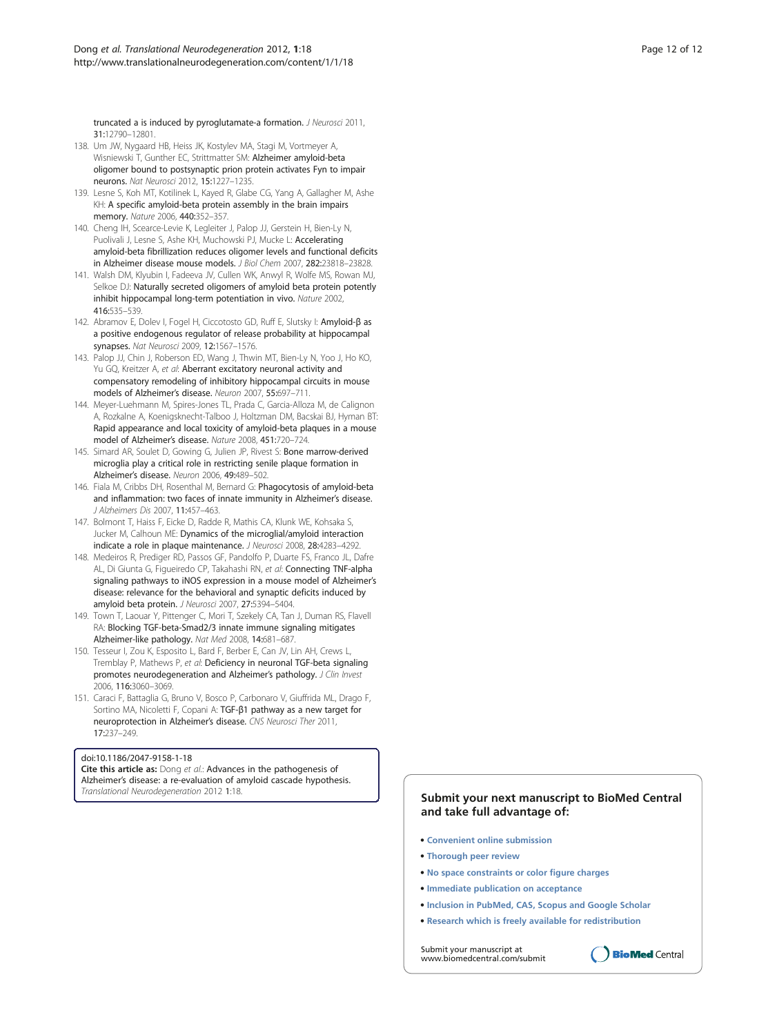truncated a is induced by pyroglutamate-a formation. *J Neurosci* 2011, **31**:12790–12801.

138. Um JW, Nygaard HB, Heiss JK, Kostylev MA, Stagi M, Vortmeyer A, Wisniewski T, Gunther EC, Strittmatter SM: **Alzheimer amyloid-beta oligomer bound to postsynaptic prion protein activates Fyn to impair neurons.** *Nat Neurosci* 2012, **15**:1227–1235.
139. Lesne S, Koh MT, Kotilinek L, Kayed R, Glabe CG, Yang A, Gallagher M, Ashe KH: **A specific amyloid-beta protein assembly in the brain impairs memory.** *Nature* 2006, **440**:352–357.
140. Cheng IH, Scearce-Levie K, Legleiter J, Palop JJ, Gerstein H, Bien-Ly N, Puolivali J, Lesne S, Ashe KH, Muchowski PJ, Mucke L: **Accelerating amyloid-beta fibrillization reduces oligomer levels and functional deficits in Alzheimer disease mouse models.** *J Biol Chem* 2007, **282**:23818–23828.
141. Walsh DM, Klyubin I, Fadeeva JV, Cullen WK, Anwyl R, Wolfe MS, Rowan MJ, Selkoe DJ: **Naturally secreted oligomers of amyloid beta protein potently inhibit hippocampal long-term potentiation in vivo.** *Nature* 2002, **416**:535–539.
142. Abramov E, Dolev I, Fogel H, Ciccotosto GD, Ruff E, Slutsky I: **Amyloid-β as a positive endogenous regulator of release probability at hippocampal synapses.** *Nat Neurosci* 2009, **12**:1567–1576.
143. Palop JJ, Chin J, Roberson ED, Wang J, Thwin MT, Bien-Ly N, Yoo J, Ho KO, Yu GQ, Kreitzer A, *et al*: **Aberrant excitatory neuronal activity and compensatory remodeling of inhibitory hippocampal circuits in mouse models of Alzheimer's disease.** *Neuron* 2007, **55**:697–711.
144. Meyer-Luehmann M, Spires-Jones TL, Prada C, Garcia-Alloza M, de Calignon A, Rozkalne A, Koenigsknecht-Talboo J, Holtzman DM, Bacskai BJ, Hyman BT: **Rapid appearance and local toxicity of amyloid-beta plaques in a mouse model of Alzheimer's disease.** *Nature* 2008, **451**:720–724.
145. Simard AR, Soulet D, Gowing G, Julien JP, Rivest S: **Bone marrow-derived microglia play a critical role in restricting senile plaque formation in Alzheimer's disease.** *Neuron* 2006, **49**:489–502.
146. Fiala M, Cribbs DH, Rosenthal M, Bernard G: **Phagocytosis of amyloid-beta and inflammation: two faces of innate immunity in Alzheimer's disease.** *J Alzheimers Dis* 2007, **11**:457–463.
147. Bolmont T, Haiss F, Eicke D, Radde R, Mathis CA, Klunk WE, Kohsaka S, Jucker M, Calhoun ME: **Dynamics of the microglial/amyloid interaction indicate a role in plaque maintenance.** *J Neurosci* 2008, **28**:4283–4292.
148. Medeiros R, Prediger RD, Passos GF, Pandolfo P, Duarte FS, Franco JL, Dafre AL, Di Giunta G, Figueiredo CP, Takahashi RN, *et al*: **Connecting TNF-alpha signaling pathways to iNOS expression in a mouse model of Alzheimer's disease: relevance for the behavioral and synaptic deficits induced by amyloid beta protein.** *J Neurosci* 2007, **27**:5394–5404.
149. Town T, Laouar Y, Pittenger C, Mori T, Szekely CA, Tan J, Duman RS, Flavell RA: **Blocking TGF-beta-Smad2/3 innate immune signaling mitigates Alzheimer-like pathology.** *Nat Med* 2008, **14**:681–687.
150. Tesseur I, Zou K, Esposito L, Bard F, Berber E, Can JV, Lin AH, Crews L, Tremblay P, Mathews P, *et al*: **Deficiency in neuronal TGF-beta signaling promotes neurodegeneration and Alzheimer's pathology.** *J Clin Invest* 2006, **116**:3060–3069.
151. Caraci F, Battaglia G, Bruno V, Bosco P, Carbonaro V, Giuffrida ML, Drago F, Sortino MA, Nicoletti F, Copani A: **TGF-β1 pathway as a new target for neuroprotection in Alzheimer's disease.** *CNS Neurosci Ther* 2011, **17**:237–249.

doi:10.1186/2047-9158-1-18

**Cite this article as:** Dong *et al.*: Advances in the pathogenesis of Alzheimer's disease: a re-evaluation of amyloid cascade hypothesis. *Translational Neurodegeneration* 2012 **1**:18.

**Submit your next manuscript to BioMed Central and take full advantage of:**

- **Convenient online submission**
- **Thorough peer review**
- **No space constraints or color figure charges**
- **Immediate publication on acceptance**
- **Inclusion in PubMed, CAS, Scopus and Google Scholar**
- **Research which is freely available for redistribution**

Submit your manuscript at www.biomedcentral.com/submit

BioMed Central